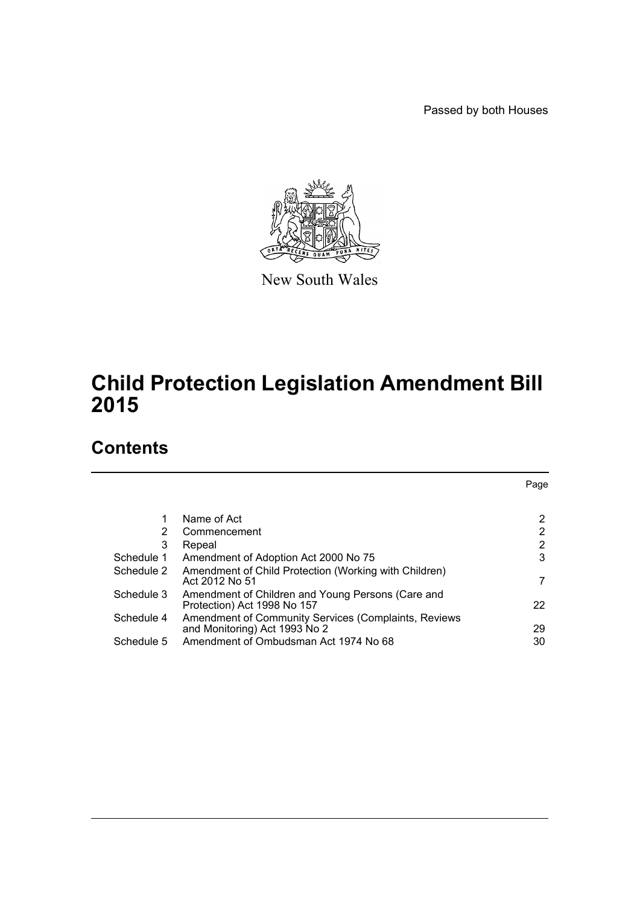Passed by both Houses

New South Wales

# Child Protection Legislation Amendment Bill 2015

## Contents

| | | Page |
|---|---|---|
| 1 | Name of Act | 2 |
| 2 | Commencement | 2 |
| 3 | Repeal | 2 |
| Schedule 1 | Amendment of Adoption Act 2000 No 75 | 3 |
| Schedule 2 | Amendment of Child Protection (Working with Children) Act 2012 No 51 | 7 |
| Schedule 3 | Amendment of Children and Young Persons (Care and Protection) Act 1998 No 157 | 22 |
| Schedule 4 | Amendment of Community Services (Complaints, Reviews and Monitoring) Act 1993 No 2 | 29 |
| Schedule 5 | Amendment of Ombudsman Act 1974 No 68 | 30 |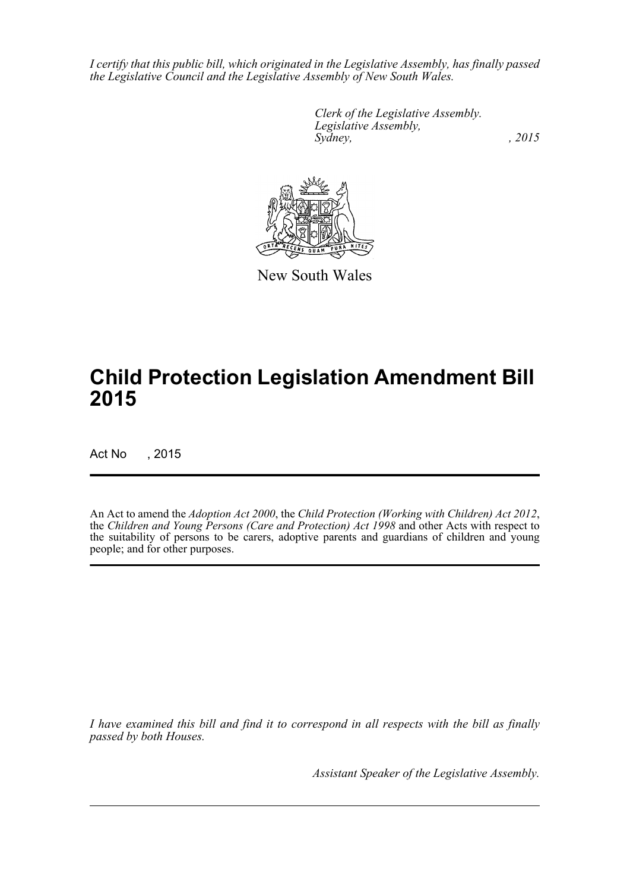*I certify that this public bill, which originated in the Legislative Assembly, has finally passed the Legislative Council and the Legislative Assembly of New South Wales.*

*Clerk of the Legislative Assembly.*
*Legislative Assembly,*
*Sydney, , 2015*

New South Wales

# Child Protection Legislation Amendment Bill 2015

Act No , 2015

An Act to amend the *Adoption Act 2000*, the *Child Protection (Working with Children) Act 2012*, the *Children and Young Persons (Care and Protection) Act 1998* and other Acts with respect to the suitability of persons to be carers, adoptive parents and guardians of children and young people; and for other purposes.

*I have examined this bill and find it to correspond in all respects with the bill as finally passed by both Houses.*

*Assistant Speaker of the Legislative Assembly.*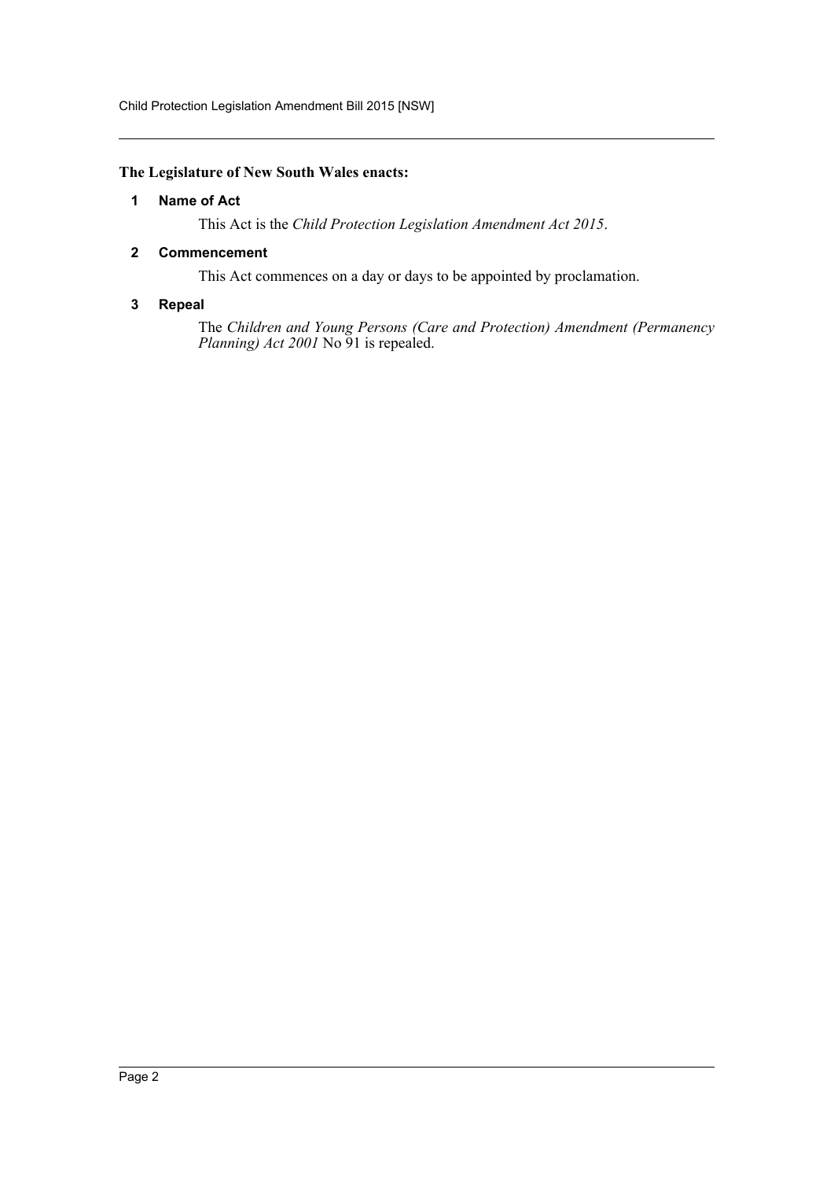**The Legislature of New South Wales enacts:**

### 1 Name of Act

This Act is the *Child Protection Legislation Amendment Act 2015*.

### 2 Commencement

This Act commences on a day or days to be appointed by proclamation.

### 3 Repeal

The *Children and Young Persons (Care and Protection) Amendment (Permanency Planning) Act 2001* No 91 is repealed.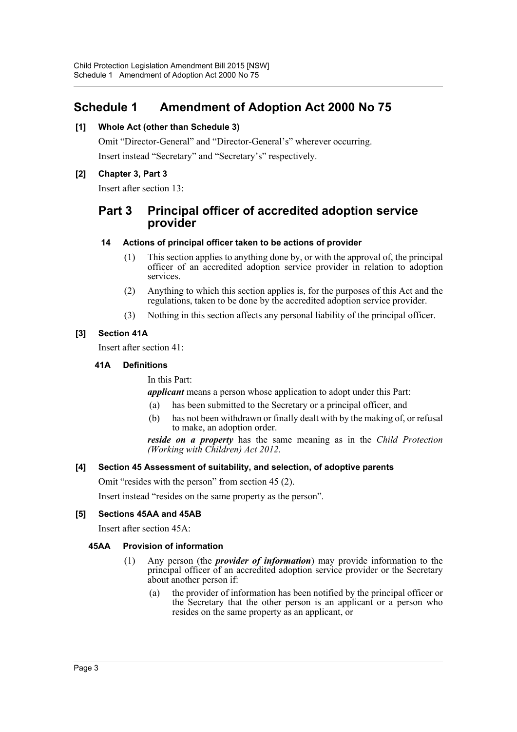# Schedule 1 Amendment of Adoption Act 2000 No 75

**[1] Whole Act (other than Schedule 3)**

Omit "Director-General" and "Director-General's" wherever occurring.

Insert instead "Secretary" and "Secretary's" respectively.

**[2] Chapter 3, Part 3**

Insert after section 13:

## Part 3 Principal officer of accredited adoption service provider

**14 Actions of principal officer taken to be actions of provider**

(1) This section applies to anything done by, or with the approval of, the principal officer of an accredited adoption service provider in relation to adoption services.

(2) Anything to which this section applies is, for the purposes of this Act and the regulations, taken to be done by the accredited adoption service provider.

(3) Nothing in this section affects any personal liability of the principal officer.

**[3] Section 41A**

Insert after section 41:

**41A Definitions**

In this Part:

***applicant*** means a person whose application to adopt under this Part:

(a) has been submitted to the Secretary or a principal officer, and

(b) has not been withdrawn or finally dealt with by the making of, or refusal to make, an adoption order.

***reside on a property*** has the same meaning as in the *Child Protection (Working with Children) Act 2012*.

**[4] Section 45 Assessment of suitability, and selection, of adoptive parents**

Omit "resides with the person" from section 45 (2).

Insert instead "resides on the same property as the person".

**[5] Sections 45AA and 45AB**

Insert after section 45A:

**45AA Provision of information**

(1) Any person (the ***provider of information***) may provide information to the principal officer of an accredited adoption service provider or the Secretary about another person if:

(a) the provider of information has been notified by the principal officer or the Secretary that the other person is an applicant or a person who resides on the same property as an applicant, or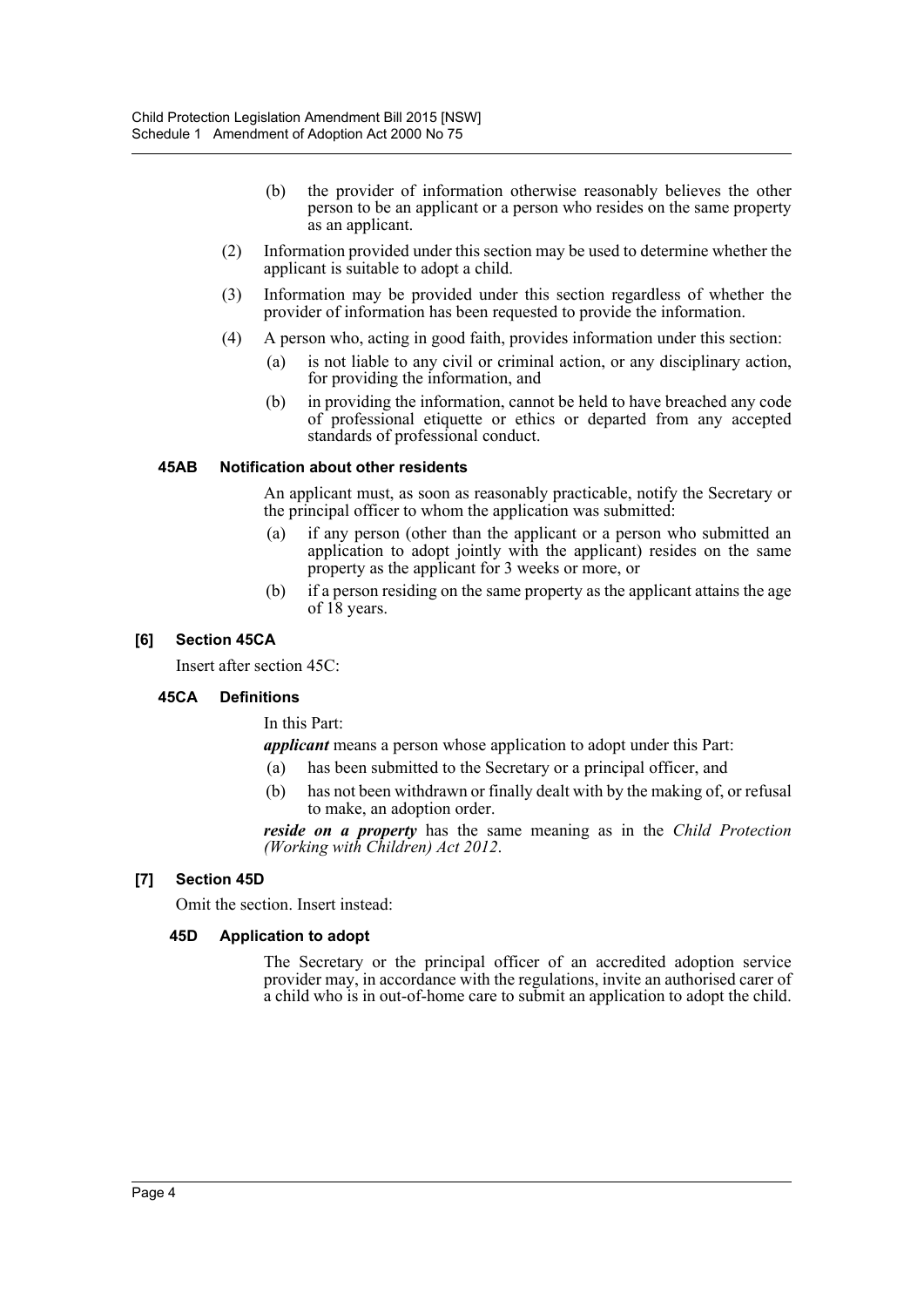(b) the provider of information otherwise reasonably believes the other person to be an applicant or a person who resides on the same property as an applicant.

(2) Information provided under this section may be used to determine whether the applicant is suitable to adopt a child.

(3) Information may be provided under this section regardless of whether the provider of information has been requested to provide the information.

(4) A person who, acting in good faith, provides information under this section:

(a) is not liable to any civil or criminal action, or any disciplinary action, for providing the information, and

(b) in providing the information, cannot be held to have breached any code of professional etiquette or ethics or departed from any accepted standards of professional conduct.

#### 45AB Notification about other residents

An applicant must, as soon as reasonably practicable, notify the Secretary or the principal officer to whom the application was submitted:

(a) if any person (other than the applicant or a person who submitted an application to adopt jointly with the applicant) resides on the same property as the applicant for 3 weeks or more, or

(b) if a person residing on the same property as the applicant attains the age of 18 years.

### [6] Section 45CA

Insert after section 45C:

#### 45CA Definitions

In this Part:

***applicant*** means a person whose application to adopt under this Part:

(a) has been submitted to the Secretary or a principal officer, and

(b) has not been withdrawn or finally dealt with by the making of, or refusal to make, an adoption order.

***reside on a property*** has the same meaning as in the *Child Protection (Working with Children) Act 2012*.

### [7] Section 45D

Omit the section. Insert instead:

#### 45D Application to adopt

The Secretary or the principal officer of an accredited adoption service provider may, in accordance with the regulations, invite an authorised carer of a child who is in out-of-home care to submit an application to adopt the child.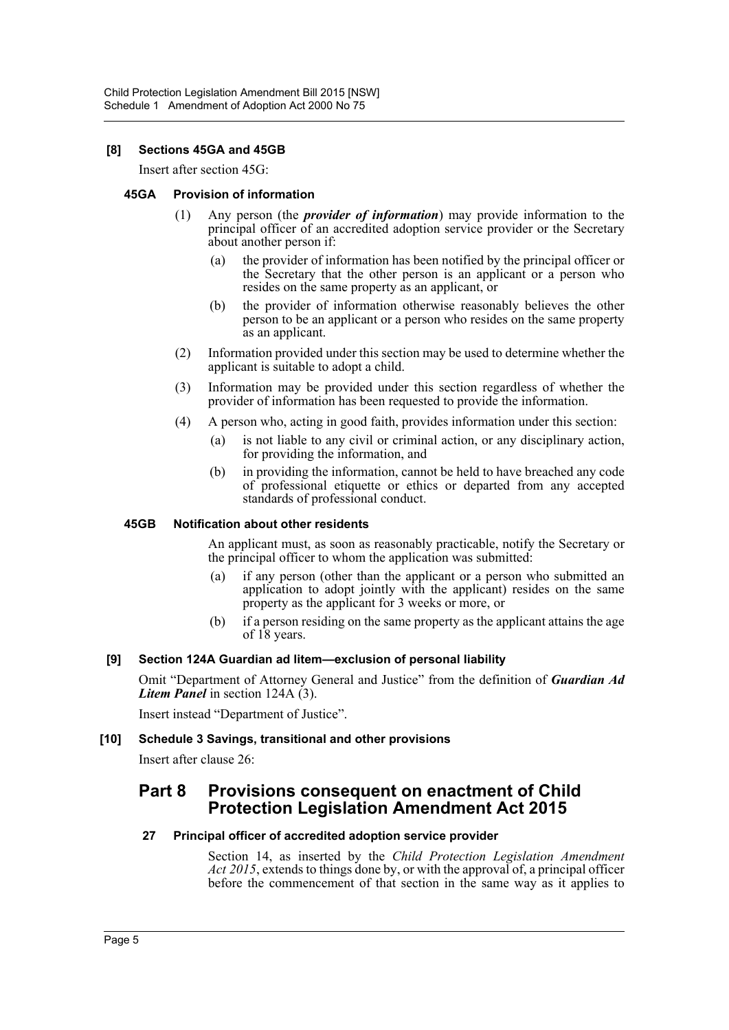**[8] Sections 45GA and 45GB**

Insert after section 45G:

**45GA Provision of information**

(1) Any person (the ***provider of information***) may provide information to the principal officer of an accredited adoption service provider or the Secretary about another person if:

(a) the provider of information has been notified by the principal officer or the Secretary that the other person is an applicant or a person who resides on the same property as an applicant, or

(b) the provider of information otherwise reasonably believes the other person to be an applicant or a person who resides on the same property as an applicant.

(2) Information provided under this section may be used to determine whether the applicant is suitable to adopt a child.

(3) Information may be provided under this section regardless of whether the provider of information has been requested to provide the information.

(4) A person who, acting in good faith, provides information under this section:

(a) is not liable to any civil or criminal action, or any disciplinary action, for providing the information, and

(b) in providing the information, cannot be held to have breached any code of professional etiquette or ethics or departed from any accepted standards of professional conduct.

**45GB Notification about other residents**

An applicant must, as soon as reasonably practicable, notify the Secretary or the principal officer to whom the application was submitted:

(a) if any person (other than the applicant or a person who submitted an application to adopt jointly with the applicant) resides on the same property as the applicant for 3 weeks or more, or

(b) if a person residing on the same property as the applicant attains the age of 18 years.

**[9] Section 124A Guardian ad litem—exclusion of personal liability**

Omit "Department of Attorney General and Justice" from the definition of ***Guardian Ad Litem Panel*** in section 124A (3).

Insert instead "Department of Justice".

**[10] Schedule 3 Savings, transitional and other provisions**

Insert after clause 26:

## Part 8 Provisions consequent on enactment of Child Protection Legislation Amendment Act 2015

**27 Principal officer of accredited adoption service provider**

Section 14, as inserted by the *Child Protection Legislation Amendment Act 2015*, extends to things done by, or with the approval of, a principal officer before the commencement of that section in the same way as it applies to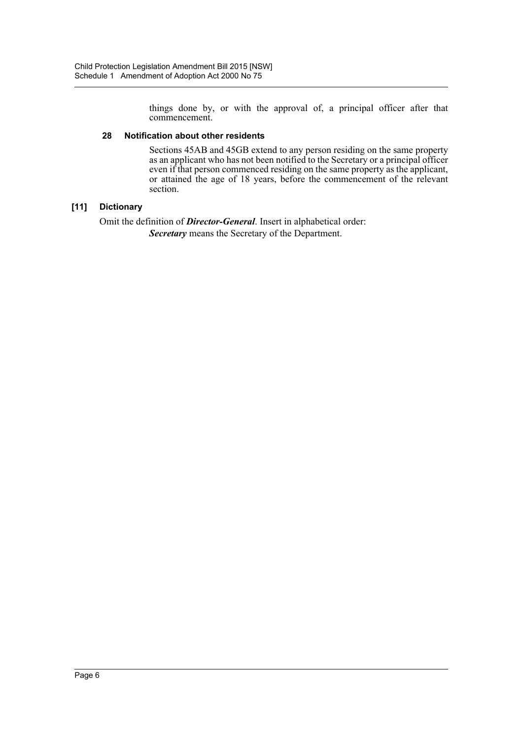things done by, or with the approval of, a principal officer after that commencement.

#### 28 Notification about other residents

Sections 45AB and 45GB extend to any person residing on the same property as an applicant who has not been notified to the Secretary or a principal officer even if that person commenced residing on the same property as the applicant, or attained the age of 18 years, before the commencement of the relevant section.

### [11] Dictionary

Omit the definition of ***Director-General***. Insert in alphabetical order:

***Secretary*** means the Secretary of the Department.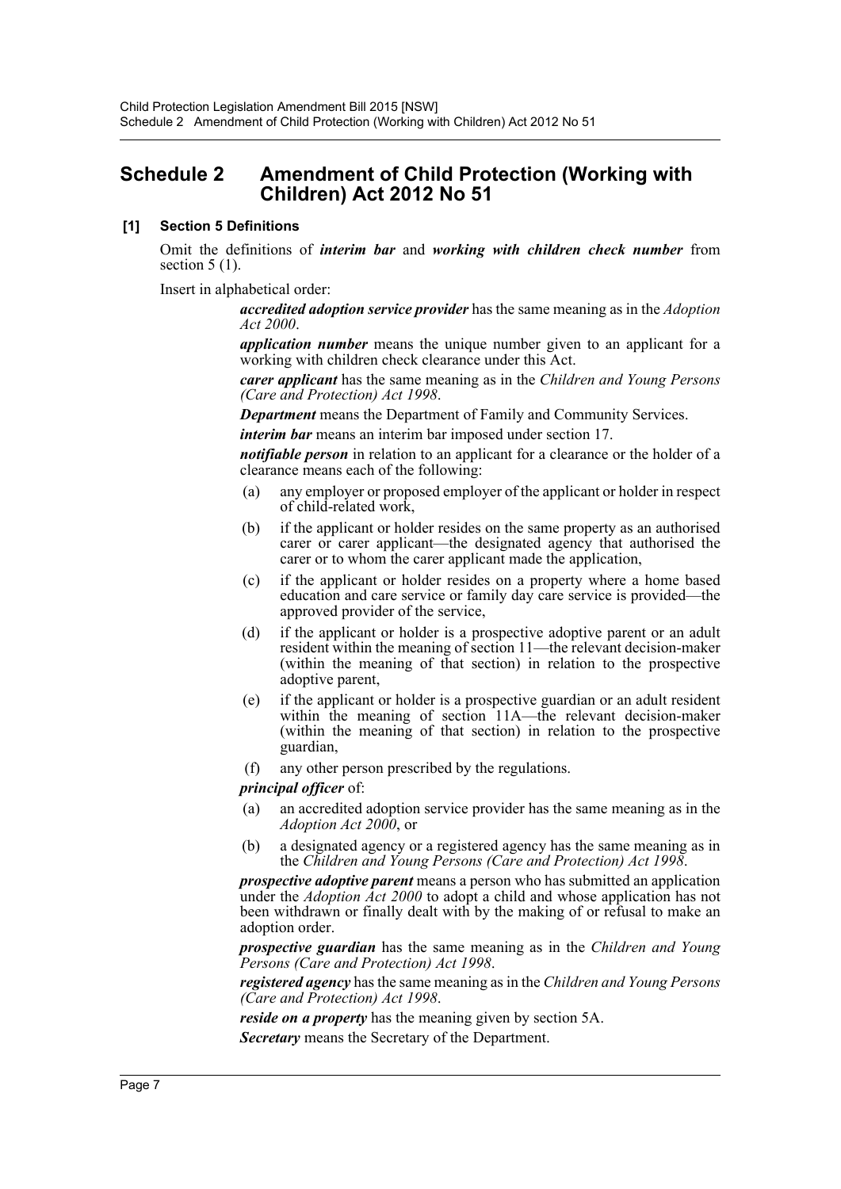# Schedule 2 Amendment of Child Protection (Working with Children) Act 2012 No 51

**[1] Section 5 Definitions**

Omit the definitions of ***interim bar*** and ***working with children check number*** from section 5 (1).

Insert in alphabetical order:

> ***accredited adoption service provider*** has the same meaning as in the *Adoption Act 2000*.
>
> ***application number*** means the unique number given to an applicant for a working with children check clearance under this Act.
>
> ***carer applicant*** has the same meaning as in the *Children and Young Persons (Care and Protection) Act 1998*.
>
> ***Department*** means the Department of Family and Community Services.
>
> ***interim bar*** means an interim bar imposed under section 17.
>
> ***notifiable person*** in relation to an applicant for a clearance or the holder of a clearance means each of the following:
>
> (a) any employer or proposed employer of the applicant or holder in respect of child-related work,
>
> (b) if the applicant or holder resides on the same property as an authorised carer or carer applicant—the designated agency that authorised the carer or to whom the carer applicant made the application,
>
> (c) if the applicant or holder resides on a property where a home based education and care service or family day care service is provided—the approved provider of the service,
>
> (d) if the applicant or holder is a prospective adoptive parent or an adult resident within the meaning of section 11—the relevant decision-maker (within the meaning of that section) in relation to the prospective adoptive parent,
>
> (e) if the applicant or holder is a prospective guardian or an adult resident within the meaning of section 11A—the relevant decision-maker (within the meaning of that section) in relation to the prospective guardian,
>
> (f) any other person prescribed by the regulations.
>
> ***principal officer*** of:
>
> (a) an accredited adoption service provider has the same meaning as in the *Adoption Act 2000*, or
>
> (b) a designated agency or a registered agency has the same meaning as in the *Children and Young Persons (Care and Protection) Act 1998*.
>
> ***prospective adoptive parent*** means a person who has submitted an application under the *Adoption Act 2000* to adopt a child and whose application has not been withdrawn or finally dealt with by the making of or refusal to make an adoption order.
>
> ***prospective guardian*** has the same meaning as in the *Children and Young Persons (Care and Protection) Act 1998*.
>
> ***registered agency*** has the same meaning as in the *Children and Young Persons (Care and Protection) Act 1998*.
>
> ***reside on a property*** has the meaning given by section 5A.
>
> ***Secretary*** means the Secretary of the Department.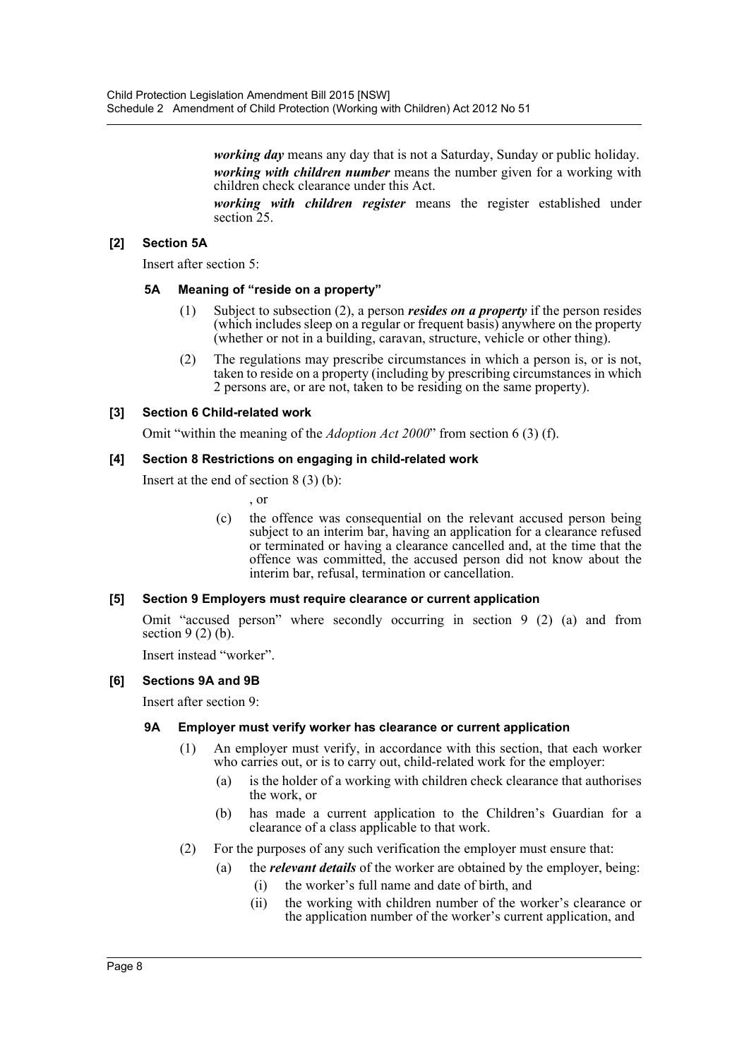***working day*** means any day that is not a Saturday, Sunday or public holiday.

***working with children number*** means the number given for a working with children check clearance under this Act.

***working with children register*** means the register established under section 25.

**[2] Section 5A**

Insert after section 5:

**5A Meaning of "reside on a property"**

(1) Subject to subsection (2), a person ***resides on a property*** if the person resides (which includes sleep on a regular or frequent basis) anywhere on the property (whether or not in a building, caravan, structure, vehicle or other thing).

(2) The regulations may prescribe circumstances in which a person is, or is not, taken to reside on a property (including by prescribing circumstances in which 2 persons are, or are not, taken to be residing on the same property).

**[3] Section 6 Child-related work**

Omit "within the meaning of the *Adoption Act 2000*" from section 6 (3) (f).

**[4] Section 8 Restrictions on engaging in child-related work**

Insert at the end of section 8 (3) (b):

, or

(c) the offence was consequential on the relevant accused person being subject to an interim bar, having an application for a clearance refused or terminated or having a clearance cancelled and, at the time that the offence was committed, the accused person did not know about the interim bar, refusal, termination or cancellation.

**[5] Section 9 Employers must require clearance or current application**

Omit "accused person" where secondly occurring in section 9 (2) (a) and from section 9 (2) (b).

Insert instead "worker".

**[6] Sections 9A and 9B**

Insert after section 9:

**9A Employer must verify worker has clearance or current application**

(1) An employer must verify, in accordance with this section, that each worker who carries out, or is to carry out, child-related work for the employer:

(a) is the holder of a working with children check clearance that authorises the work, or

(b) has made a current application to the Children's Guardian for a clearance of a class applicable to that work.

(2) For the purposes of any such verification the employer must ensure that:

(a) the ***relevant details*** of the worker are obtained by the employer, being:

(i) the worker's full name and date of birth, and

(ii) the working with children number of the worker's clearance or the application number of the worker's current application, and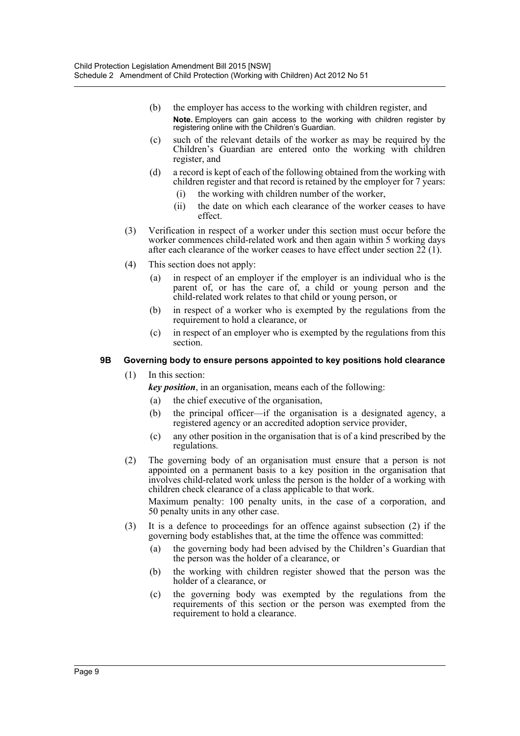(b) the employer has access to the working with children register, and

**Note.** Employers can gain access to the working with children register by registering online with the Children's Guardian.

(c) such of the relevant details of the worker as may be required by the Children's Guardian are entered onto the working with children register, and

(d) a record is kept of each of the following obtained from the working with children register and that record is retained by the employer for 7 years:

(i) the working with children number of the worker,

(ii) the date on which each clearance of the worker ceases to have effect.

(3) Verification in respect of a worker under this section must occur before the worker commences child-related work and then again within 5 working days after each clearance of the worker ceases to have effect under section 22 (1).

(4) This section does not apply:

(a) in respect of an employer if the employer is an individual who is the parent of, or has the care of, a child or young person and the child-related work relates to that child or young person, or

(b) in respect of a worker who is exempted by the regulations from the requirement to hold a clearance, or

(c) in respect of an employer who is exempted by the regulations from this section.

#### 9B Governing body to ensure persons appointed to key positions hold clearance

(1) In this section:

***key position***, in an organisation, means each of the following:

(a) the chief executive of the organisation,

(b) the principal officer—if the organisation is a designated agency, a registered agency or an accredited adoption service provider,

(c) any other position in the organisation that is of a kind prescribed by the regulations.

(2) The governing body of an organisation must ensure that a person is not appointed on a permanent basis to a key position in the organisation that involves child-related work unless the person is the holder of a working with children check clearance of a class applicable to that work.

Maximum penalty: 100 penalty units, in the case of a corporation, and 50 penalty units in any other case.

(3) It is a defence to proceedings for an offence against subsection (2) if the governing body establishes that, at the time the offence was committed:

(a) the governing body had been advised by the Children's Guardian that the person was the holder of a clearance, or

(b) the working with children register showed that the person was the holder of a clearance, or

(c) the governing body was exempted by the regulations from the requirements of this section or the person was exempted from the requirement to hold a clearance.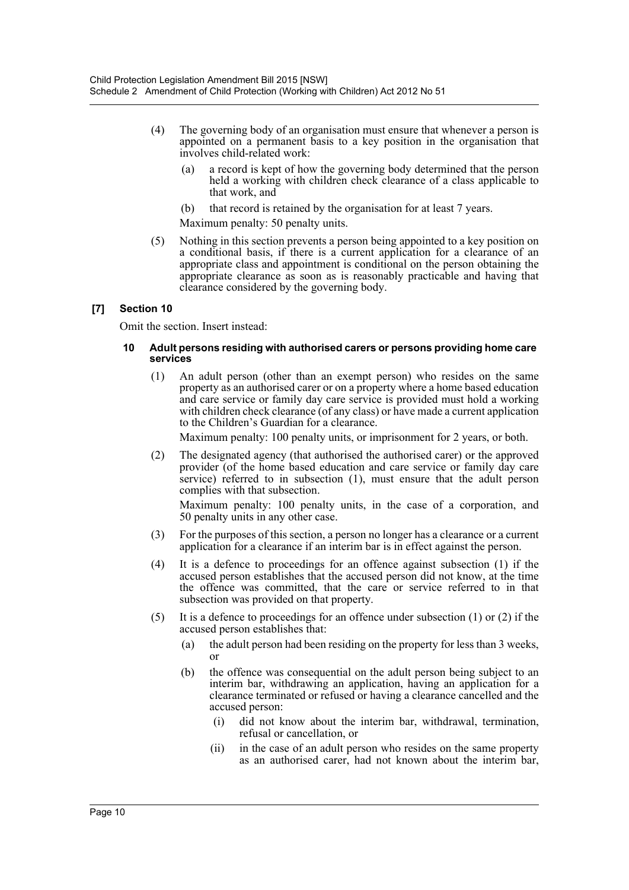(4) The governing body of an organisation must ensure that whenever a person is appointed on a permanent basis to a key position in the organisation that involves child-related work:

(a) a record is kept of how the governing body determined that the person held a working with children check clearance of a class applicable to that work, and

(b) that record is retained by the organisation for at least 7 years.

Maximum penalty: 50 penalty units.

(5) Nothing in this section prevents a person being appointed to a key position on a conditional basis, if there is a current application for a clearance of an appropriate class and appointment is conditional on the person obtaining the appropriate clearance as soon as is reasonably practicable and having that clearance considered by the governing body.

**[7] Section 10**

Omit the section. Insert instead:

**10 Adult persons residing with authorised carers or persons providing home care services**

(1) An adult person (other than an exempt person) who resides on the same property as an authorised carer or on a property where a home based education and care service or family day care service is provided must hold a working with children check clearance (of any class) or have made a current application to the Children's Guardian for a clearance.

Maximum penalty: 100 penalty units, or imprisonment for 2 years, or both.

(2) The designated agency (that authorised the authorised carer) or the approved provider (of the home based education and care service or family day care service) referred to in subsection (1), must ensure that the adult person complies with that subsection.

Maximum penalty: 100 penalty units, in the case of a corporation, and 50 penalty units in any other case.

(3) For the purposes of this section, a person no longer has a clearance or a current application for a clearance if an interim bar is in effect against the person.

(4) It is a defence to proceedings for an offence against subsection (1) if the accused person establishes that the accused person did not know, at the time the offence was committed, that the care or service referred to in that subsection was provided on that property.

(5) It is a defence to proceedings for an offence under subsection (1) or (2) if the accused person establishes that:

(a) the adult person had been residing on the property for less than 3 weeks, or

(b) the offence was consequential on the adult person being subject to an interim bar, withdrawing an application, having an application for a clearance terminated or refused or having a clearance cancelled and the accused person:

(i) did not know about the interim bar, withdrawal, termination, refusal or cancellation, or

(ii) in the case of an adult person who resides on the same property as an authorised carer, had not known about the interim bar,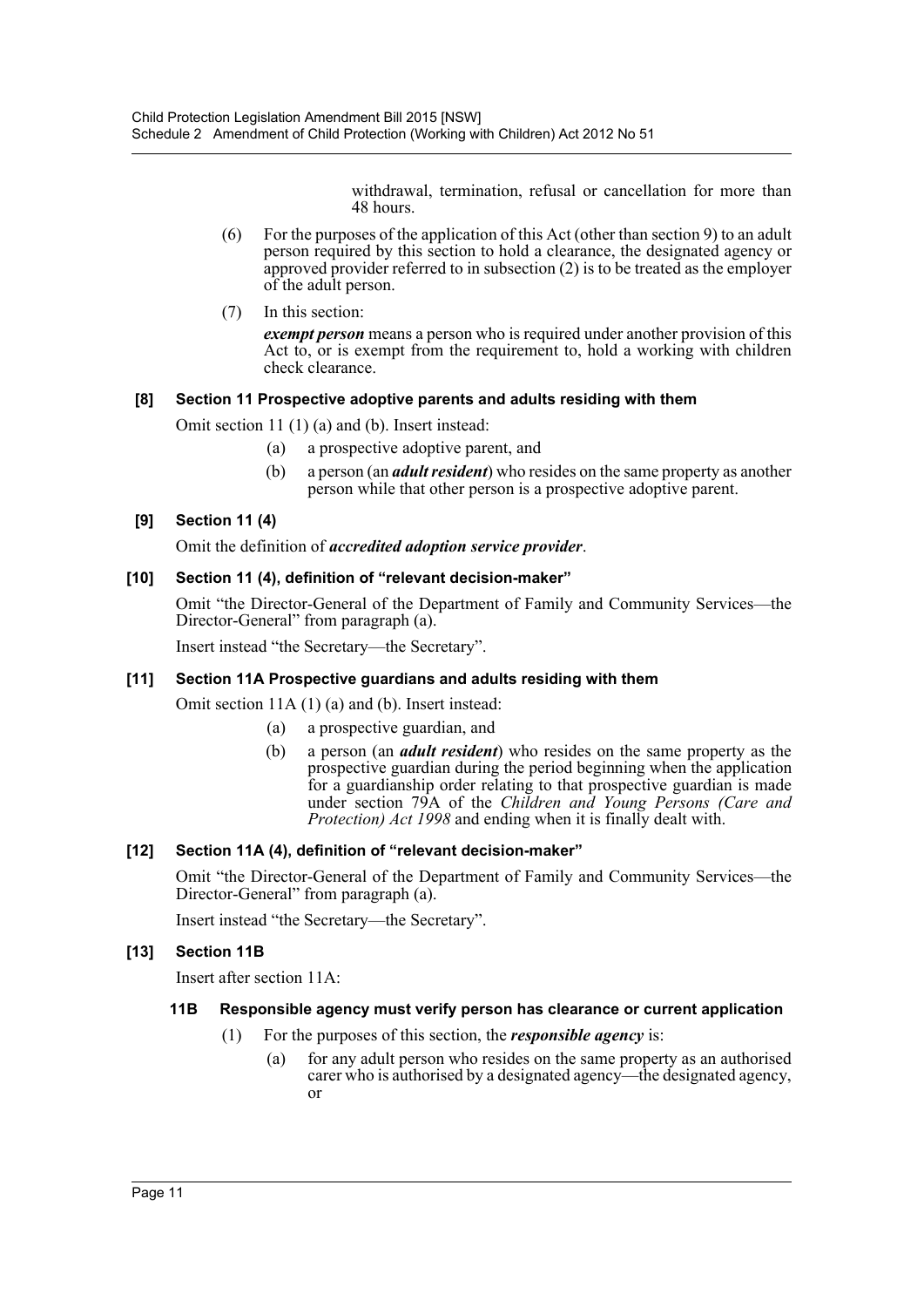withdrawal, termination, refusal or cancellation for more than 48 hours.

(6) For the purposes of the application of this Act (other than section 9) to an adult person required by this section to hold a clearance, the designated agency or approved provider referred to in subsection (2) is to be treated as the employer of the adult person.

(7) In this section:

***exempt person*** means a person who is required under another provision of this Act to, or is exempt from the requirement to, hold a working with children check clearance.

### [8] Section 11 Prospective adoptive parents and adults residing with them

Omit section 11 (1) (a) and (b). Insert instead:

(a) a prospective adoptive parent, and

(b) a person (an ***adult resident***) who resides on the same property as another person while that other person is a prospective adoptive parent.

### [9] Section 11 (4)

Omit the definition of ***accredited adoption service provider***.

### [10] Section 11 (4), definition of "relevant decision-maker"

Omit "the Director-General of the Department of Family and Community Services—the Director-General" from paragraph (a).

Insert instead "the Secretary—the Secretary".

### [11] Section 11A Prospective guardians and adults residing with them

Omit section 11A (1) (a) and (b). Insert instead:

(a) a prospective guardian, and

(b) a person (an ***adult resident***) who resides on the same property as the prospective guardian during the period beginning when the application for a guardianship order relating to that prospective guardian is made under section 79A of the *Children and Young Persons (Care and Protection) Act 1998* and ending when it is finally dealt with.

### [12] Section 11A (4), definition of "relevant decision-maker"

Omit "the Director-General of the Department of Family and Community Services—the Director-General" from paragraph (a).

Insert instead "the Secretary—the Secretary".

### [13] Section 11B

Insert after section 11A:

#### 11B Responsible agency must verify person has clearance or current application

(1) For the purposes of this section, the ***responsible agency*** is:

(a) for any adult person who resides on the same property as an authorised carer who is authorised by a designated agency—the designated agency, or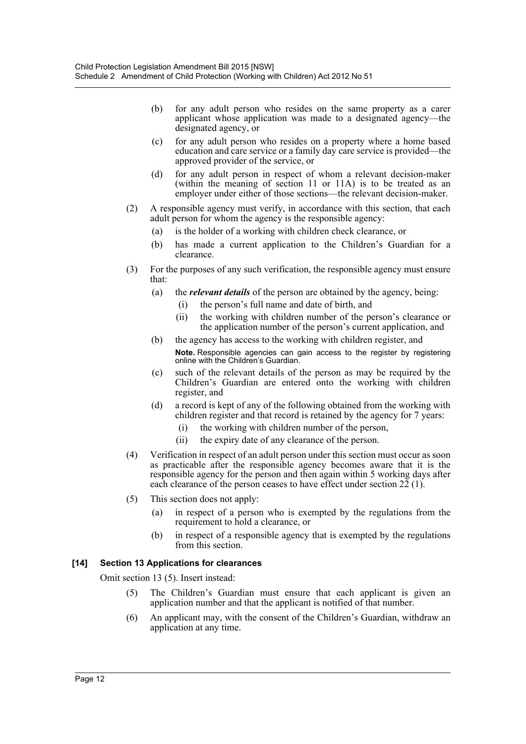(b) for any adult person who resides on the same property as a carer applicant whose application was made to a designated agency—the designated agency, or

(c) for any adult person who resides on a property where a home based education and care service or a family day care service is provided—the approved provider of the service, or

(d) for any adult person in respect of whom a relevant decision-maker (within the meaning of section 11 or 11A) is to be treated as an employer under either of those sections—the relevant decision-maker.

(2) A responsible agency must verify, in accordance with this section, that each adult person for whom the agency is the responsible agency:

(a) is the holder of a working with children check clearance, or

(b) has made a current application to the Children's Guardian for a clearance.

(3) For the purposes of any such verification, the responsible agency must ensure that:

(a) the ***relevant details*** of the person are obtained by the agency, being:

(i) the person's full name and date of birth, and

(ii) the working with children number of the person's clearance or the application number of the person's current application, and

(b) the agency has access to the working with children register, and

**Note.** Responsible agencies can gain access to the register by registering online with the Children's Guardian.

(c) such of the relevant details of the person as may be required by the Children's Guardian are entered onto the working with children register, and

(d) a record is kept of any of the following obtained from the working with children register and that record is retained by the agency for 7 years:

(i) the working with children number of the person,

(ii) the expiry date of any clearance of the person.

(4) Verification in respect of an adult person under this section must occur as soon as practicable after the responsible agency becomes aware that it is the responsible agency for the person and then again within 5 working days after each clearance of the person ceases to have effect under section 22 (1).

(5) This section does not apply:

(a) in respect of a person who is exempted by the regulations from the requirement to hold a clearance, or

(b) in respect of a responsible agency that is exempted by the regulations from this section.

### [14] Section 13 Applications for clearances

Omit section 13 (5). Insert instead:

(5) The Children's Guardian must ensure that each applicant is given an application number and that the applicant is notified of that number.

(6) An applicant may, with the consent of the Children's Guardian, withdraw an application at any time.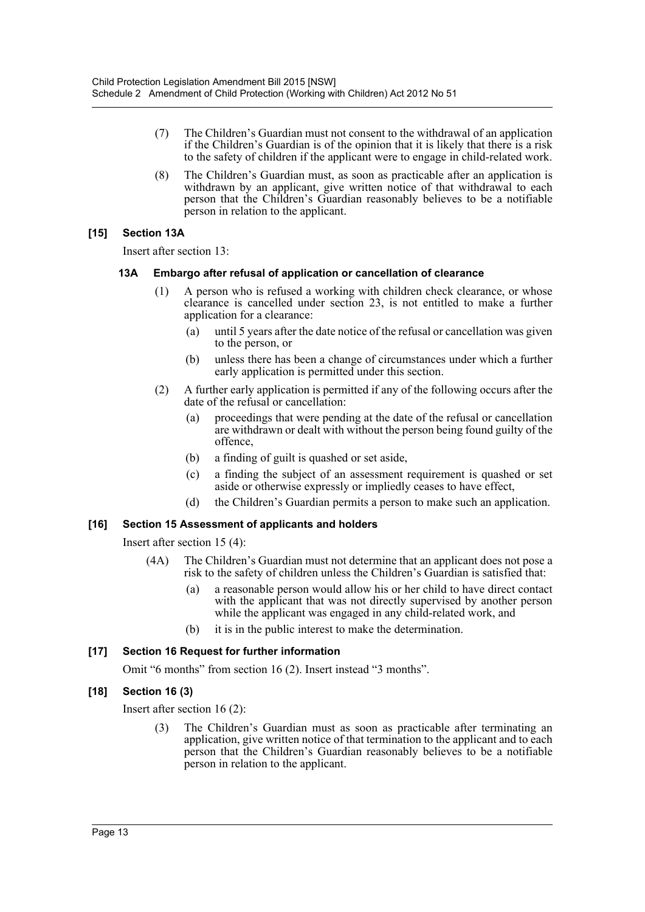(7) The Children's Guardian must not consent to the withdrawal of an application if the Children's Guardian is of the opinion that it is likely that there is a risk to the safety of children if the applicant were to engage in child-related work.

(8) The Children's Guardian must, as soon as practicable after an application is withdrawn by an applicant, give written notice of that withdrawal to each person that the Children's Guardian reasonably believes to be a notifiable person in relation to the applicant.

### [15] Section 13A

Insert after section 13:

#### 13A Embargo after refusal of application or cancellation of clearance

(1) A person who is refused a working with children check clearance, or whose clearance is cancelled under section 23, is not entitled to make a further application for a clearance:

(a) until 5 years after the date notice of the refusal or cancellation was given to the person, or

(b) unless there has been a change of circumstances under which a further early application is permitted under this section.

(2) A further early application is permitted if any of the following occurs after the date of the refusal or cancellation:

(a) proceedings that were pending at the date of the refusal or cancellation are withdrawn or dealt with without the person being found guilty of the offence,

(b) a finding of guilt is quashed or set aside,

(c) a finding the subject of an assessment requirement is quashed or set aside or otherwise expressly or impliedly ceases to have effect,

(d) the Children's Guardian permits a person to make such an application.

### [16] Section 15 Assessment of applicants and holders

Insert after section 15 (4):

(4A) The Children's Guardian must not determine that an applicant does not pose a risk to the safety of children unless the Children's Guardian is satisfied that:

(a) a reasonable person would allow his or her child to have direct contact with the applicant that was not directly supervised by another person while the applicant was engaged in any child-related work, and

(b) it is in the public interest to make the determination.

### [17] Section 16 Request for further information

Omit "6 months" from section 16 (2). Insert instead "3 months".

### [18] Section 16 (3)

Insert after section 16 (2):

(3) The Children's Guardian must as soon as practicable after terminating an application, give written notice of that termination to the applicant and to each person that the Children's Guardian reasonably believes to be a notifiable person in relation to the applicant.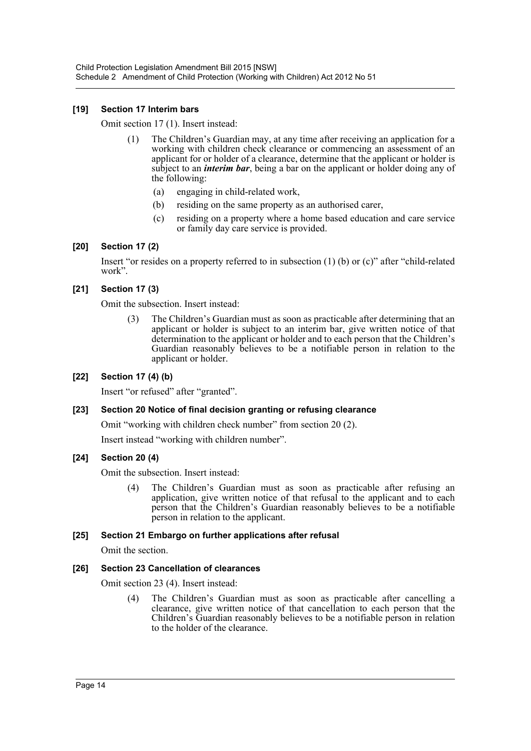#### [19] Section 17 Interim bars

Omit section 17 (1). Insert instead:

> (1) The Children's Guardian may, at any time after receiving an application for a working with children check clearance or commencing an assessment of an applicant for or holder of a clearance, determine that the applicant or holder is subject to an ***interim bar***, being a bar on the applicant or holder doing any of the following:
>
> (a) engaging in child-related work,
>
> (b) residing on the same property as an authorised carer,
>
> (c) residing on a property where a home based education and care service or family day care service is provided.

#### [20] Section 17 (2)

Insert "or resides on a property referred to in subsection (1) (b) or (c)" after "child-related work".

#### [21] Section 17 (3)

Omit the subsection. Insert instead:

> (3) The Children's Guardian must as soon as practicable after determining that an applicant or holder is subject to an interim bar, give written notice of that determination to the applicant or holder and to each person that the Children's Guardian reasonably believes to be a notifiable person in relation to the applicant or holder.

#### [22] Section 17 (4) (b)

Insert "or refused" after "granted".

#### [23] Section 20 Notice of final decision granting or refusing clearance

Omit "working with children check number" from section 20 (2).

Insert instead "working with children number".

#### [24] Section 20 (4)

Omit the subsection. Insert instead:

> (4) The Children's Guardian must as soon as practicable after refusing an application, give written notice of that refusal to the applicant and to each person that the Children's Guardian reasonably believes to be a notifiable person in relation to the applicant.

#### [25] Section 21 Embargo on further applications after refusal

Omit the section.

#### [26] Section 23 Cancellation of clearances

Omit section 23 (4). Insert instead:

> (4) The Children's Guardian must as soon as practicable after cancelling a clearance, give written notice of that cancellation to each person that the Children's Guardian reasonably believes to be a notifiable person in relation to the holder of the clearance.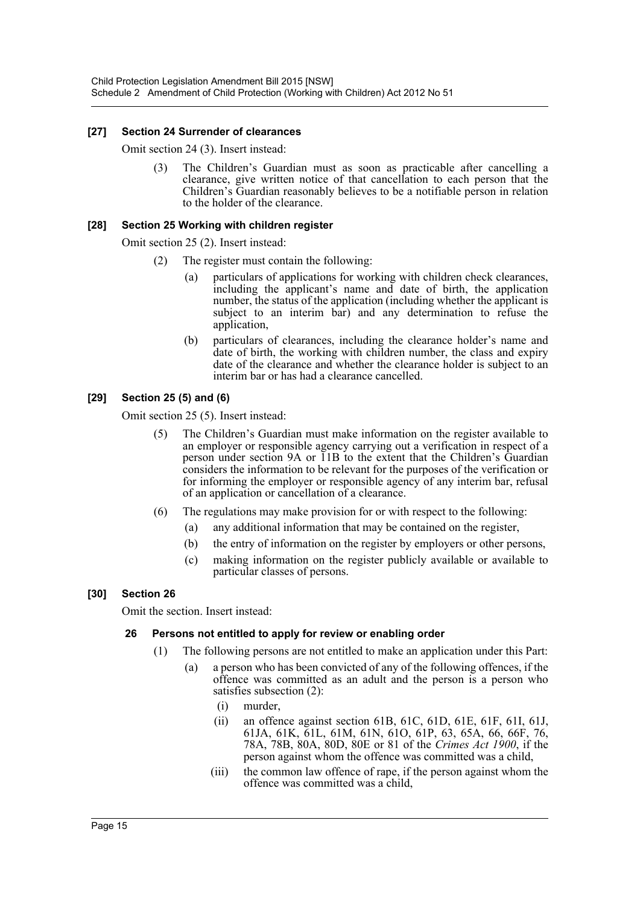**[27] Section 24 Surrender of clearances**

Omit section 24 (3). Insert instead:

(3) The Children's Guardian must as soon as practicable after cancelling a clearance, give written notice of that cancellation to each person that the Children's Guardian reasonably believes to be a notifiable person in relation to the holder of the clearance.

**[28] Section 25 Working with children register**

Omit section 25 (2). Insert instead:

(2) The register must contain the following:

(a) particulars of applications for working with children check clearances, including the applicant's name and date of birth, the application number, the status of the application (including whether the applicant is subject to an interim bar) and any determination to refuse the application,

(b) particulars of clearances, including the clearance holder's name and date of birth, the working with children number, the class and expiry date of the clearance and whether the clearance holder is subject to an interim bar or has had a clearance cancelled.

**[29] Section 25 (5) and (6)**

Omit section 25 (5). Insert instead:

(5) The Children's Guardian must make information on the register available to an employer or responsible agency carrying out a verification in respect of a person under section 9A or 11B to the extent that the Children's Guardian considers the information to be relevant for the purposes of the verification or for informing the employer or responsible agency of any interim bar, refusal of an application or cancellation of a clearance.

(6) The regulations may make provision for or with respect to the following:

(a) any additional information that may be contained on the register,

(b) the entry of information on the register by employers or other persons,

(c) making information on the register publicly available or available to particular classes of persons.

**[30] Section 26**

Omit the section. Insert instead:

**26 Persons not entitled to apply for review or enabling order**

(1) The following persons are not entitled to make an application under this Part:

(a) a person who has been convicted of any of the following offences, if the offence was committed as an adult and the person is a person who satisfies subsection (2):

(i) murder,

(ii) an offence against section 61B, 61C, 61D, 61E, 61F, 61I, 61J, 61JA, 61K, 61L, 61M, 61N, 61O, 61P, 63, 65A, 66, 66F, 76, 78A, 78B, 80A, 80D, 80E or 81 of the *Crimes Act 1900*, if the person against whom the offence was committed was a child,

(iii) the common law offence of rape, if the person against whom the offence was committed was a child,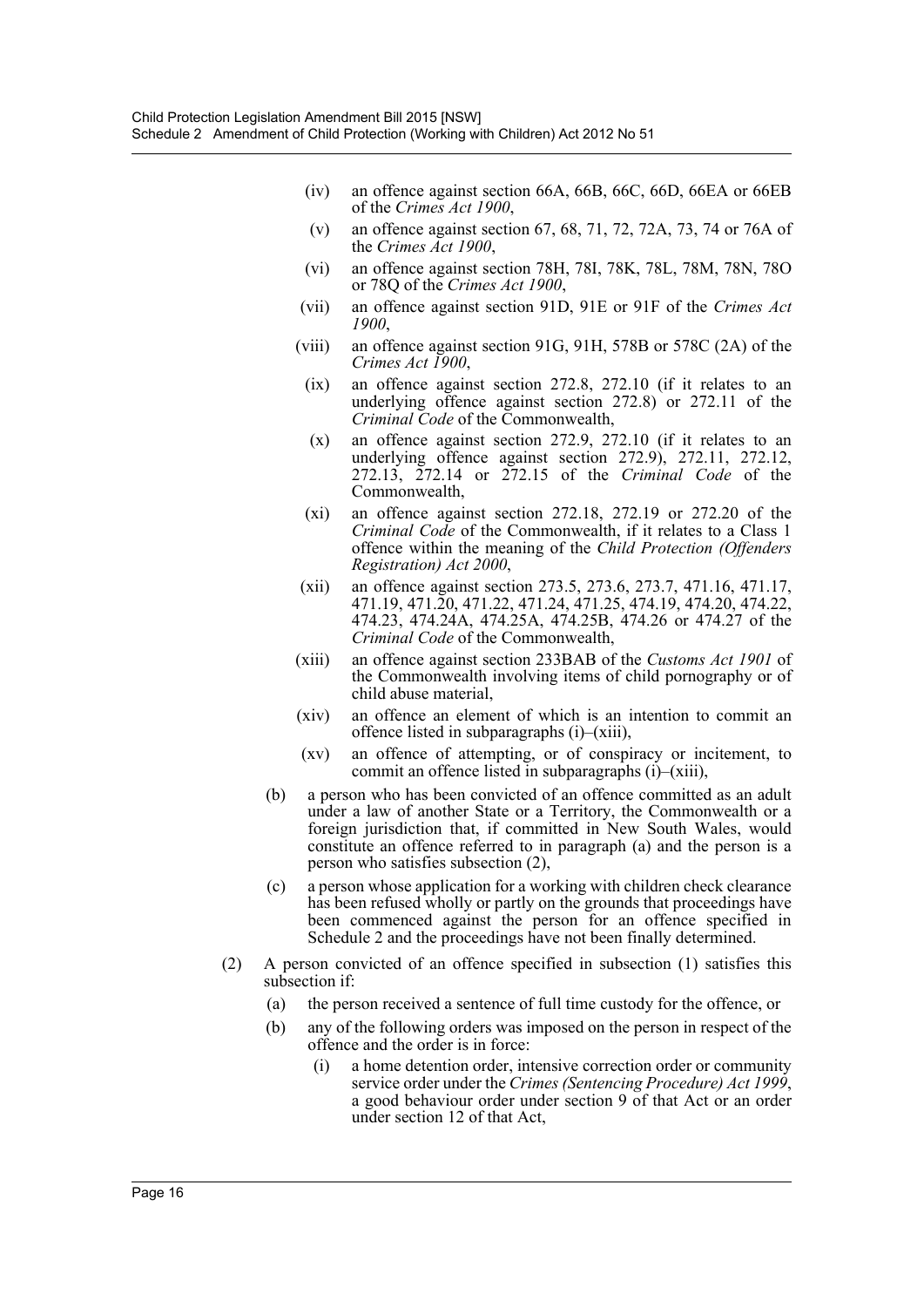- (iv) an offence against section 66A, 66B, 66C, 66D, 66EA or 66EB of the *Crimes Act 1900*,
- (v) an offence against section 67, 68, 71, 72, 72A, 73, 74 or 76A of the *Crimes Act 1900*,
- (vi) an offence against section 78H, 78I, 78K, 78L, 78M, 78N, 78O or 78Q of the *Crimes Act 1900*,
- (vii) an offence against section 91D, 91E or 91F of the *Crimes Act 1900*,
- (viii) an offence against section 91G, 91H, 578B or 578C (2A) of the *Crimes Act 1900*,
- (ix) an offence against section 272.8, 272.10 (if it relates to an underlying offence against section 272.8) or 272.11 of the *Criminal Code* of the Commonwealth,
- (x) an offence against section 272.9, 272.10 (if it relates to an underlying offence against section 272.9), 272.11, 272.12, 272.13, 272.14 or 272.15 of the *Criminal Code* of the Commonwealth,
- (xi) an offence against section 272.18, 272.19 or 272.20 of the *Criminal Code* of the Commonwealth, if it relates to a Class 1 offence within the meaning of the *Child Protection (Offenders Registration) Act 2000*,
- (xii) an offence against section 273.5, 273.6, 273.7, 471.16, 471.17, 471.19, 471.20, 471.22, 471.24, 471.25, 474.19, 474.20, 474.22, 474.23, 474.24A, 474.25A, 474.25B, 474.26 or 474.27 of the *Criminal Code* of the Commonwealth,
- (xiii) an offence against section 233BAB of the *Customs Act 1901* of the Commonwealth involving items of child pornography or of child abuse material,
- (xiv) an offence an element of which is an intention to commit an offence listed in subparagraphs (i)–(xiii),
- (xv) an offence of attempting, or of conspiracy or incitement, to commit an offence listed in subparagraphs (i)–(xiii),

(b) a person who has been convicted of an offence committed as an adult under a law of another State or a Territory, the Commonwealth or a foreign jurisdiction that, if committed in New South Wales, would constitute an offence referred to in paragraph (a) and the person is a person who satisfies subsection (2),

(c) a person whose application for a working with children check clearance has been refused wholly or partly on the grounds that proceedings have been commenced against the person for an offence specified in Schedule 2 and the proceedings have not been finally determined.

(2) A person convicted of an offence specified in subsection (1) satisfies this subsection if:

(a) the person received a sentence of full time custody for the offence, or

(b) any of the following orders was imposed on the person in respect of the offence and the order is in force:

- (i) a home detention order, intensive correction order or community service order under the *Crimes (Sentencing Procedure) Act 1999*, a good behaviour order under section 9 of that Act or an order under section 12 of that Act,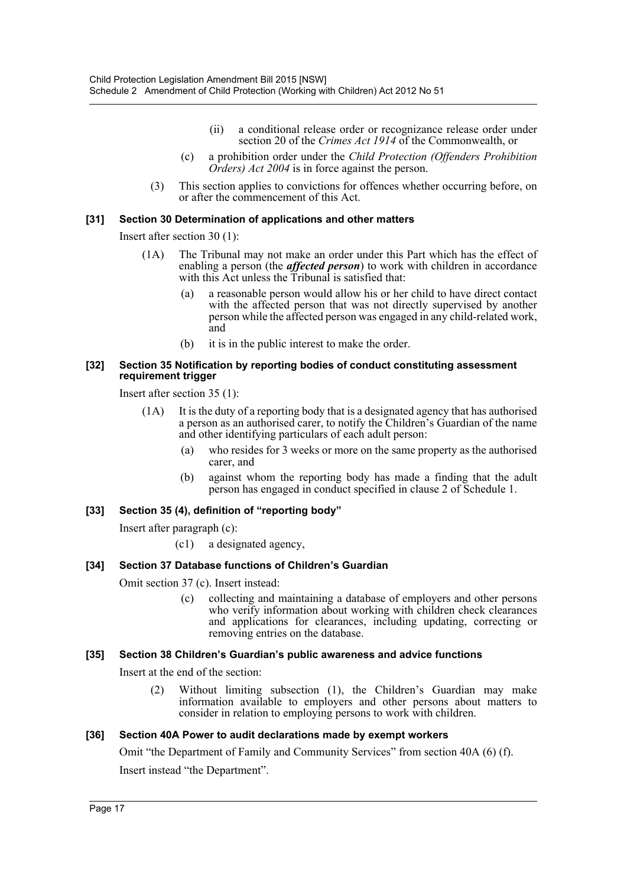(ii) a conditional release order or recognizance release order under section 20 of the *Crimes Act 1914* of the Commonwealth, or

(c) a prohibition order under the *Child Protection (Offenders Prohibition Orders) Act 2004* is in force against the person.

(3) This section applies to convictions for offences whether occurring before, on or after the commencement of this Act.

#### [31] Section 30 Determination of applications and other matters

Insert after section 30 (1):

(1A) The Tribunal may not make an order under this Part which has the effect of enabling a person (the ***affected person***) to work with children in accordance with this Act unless the Tribunal is satisfied that:

(a) a reasonable person would allow his or her child to have direct contact with the affected person that was not directly supervised by another person while the affected person was engaged in any child-related work, and

(b) it is in the public interest to make the order.

#### [32] Section 35 Notification by reporting bodies of conduct constituting assessment requirement trigger

Insert after section 35 (1):

(1A) It is the duty of a reporting body that is a designated agency that has authorised a person as an authorised carer, to notify the Children's Guardian of the name and other identifying particulars of each adult person:

(a) who resides for 3 weeks or more on the same property as the authorised carer, and

(b) against whom the reporting body has made a finding that the adult person has engaged in conduct specified in clause 2 of Schedule 1.

#### [33] Section 35 (4), definition of "reporting body"

Insert after paragraph (c):

(c1) a designated agency,

#### [34] Section 37 Database functions of Children's Guardian

Omit section 37 (c). Insert instead:

(c) collecting and maintaining a database of employers and other persons who verify information about working with children check clearances and applications for clearances, including updating, correcting or removing entries on the database.

#### [35] Section 38 Children's Guardian's public awareness and advice functions

Insert at the end of the section:

(2) Without limiting subsection (1), the Children's Guardian may make information available to employers and other persons about matters to consider in relation to employing persons to work with children.

#### [36] Section 40A Power to audit declarations made by exempt workers

Omit "the Department of Family and Community Services" from section 40A (6) (f).

Insert instead "the Department".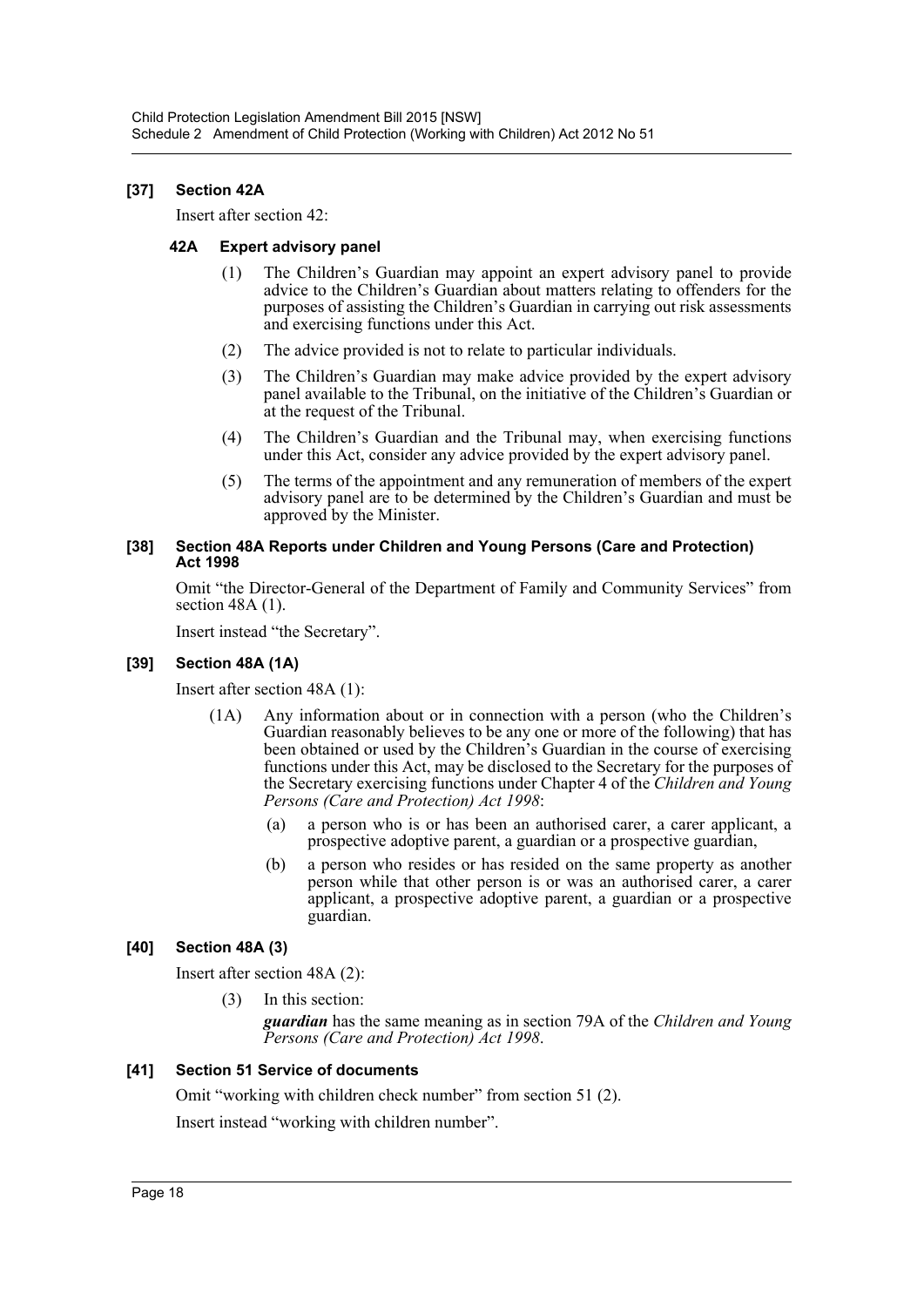### [37] Section 42A

Insert after section 42:

#### 42A Expert advisory panel

(1) The Children's Guardian may appoint an expert advisory panel to provide advice to the Children's Guardian about matters relating to offenders for the purposes of assisting the Children's Guardian in carrying out risk assessments and exercising functions under this Act.

(2) The advice provided is not to relate to particular individuals.

(3) The Children's Guardian may make advice provided by the expert advisory panel available to the Tribunal, on the initiative of the Children's Guardian or at the request of the Tribunal.

(4) The Children's Guardian and the Tribunal may, when exercising functions under this Act, consider any advice provided by the expert advisory panel.

(5) The terms of the appointment and any remuneration of members of the expert advisory panel are to be determined by the Children's Guardian and must be approved by the Minister.

### [38] Section 48A Reports under Children and Young Persons (Care and Protection) Act 1998

Omit "the Director-General of the Department of Family and Community Services" from section 48A (1).

Insert instead "the Secretary".

### [39] Section 48A (1A)

Insert after section 48A (1):

(1A) Any information about or in connection with a person (who the Children's Guardian reasonably believes to be any one or more of the following) that has been obtained or used by the Children's Guardian in the course of exercising functions under this Act, may be disclosed to the Secretary for the purposes of the Secretary exercising functions under Chapter 4 of the *Children and Young Persons (Care and Protection) Act 1998*:

(a) a person who is or has been an authorised carer, a carer applicant, a prospective adoptive parent, a guardian or a prospective guardian,

(b) a person who resides or has resided on the same property as another person while that other person is or was an authorised carer, a carer applicant, a prospective adoptive parent, a guardian or a prospective guardian.

### [40] Section 48A (3)

Insert after section 48A (2):

(3) In this section:

***guardian*** has the same meaning as in section 79A of the *Children and Young Persons (Care and Protection) Act 1998*.

### [41] Section 51 Service of documents

Omit "working with children check number" from section 51 (2).

Insert instead "working with children number".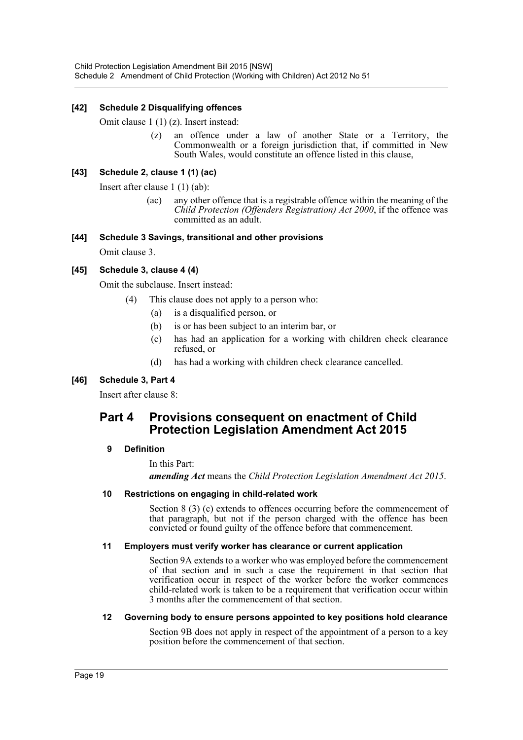### [42] Schedule 2 Disqualifying offences

Omit clause 1 (1) (z). Insert instead:

> (z) an offence under a law of another State or a Territory, the Commonwealth or a foreign jurisdiction that, if committed in New South Wales, would constitute an offence listed in this clause,

### [43] Schedule 2, clause 1 (1) (ac)

Insert after clause 1 (1) (ab):

> (ac) any other offence that is a registrable offence within the meaning of the *Child Protection (Offenders Registration) Act 2000*, if the offence was committed as an adult.

### [44] Schedule 3 Savings, transitional and other provisions

Omit clause 3.

### [45] Schedule 3, clause 4 (4)

Omit the subclause. Insert instead:

> (4) This clause does not apply to a person who:
>
> (a) is a disqualified person, or
>
> (b) is or has been subject to an interim bar, or
>
> (c) has had an application for a working with children check clearance refused, or
>
> (d) has had a working with children check clearance cancelled.

### [46] Schedule 3, Part 4

Insert after clause 8:

## Part 4 Provisions consequent on enactment of Child Protection Legislation Amendment Act 2015

#### 9 Definition

In this Part:

***amending Act*** means the *Child Protection Legislation Amendment Act 2015*.

#### 10 Restrictions on engaging in child-related work

Section 8 (3) (c) extends to offences occurring before the commencement of that paragraph, but not if the person charged with the offence has been convicted or found guilty of the offence before that commencement.

#### 11 Employers must verify worker has clearance or current application

Section 9A extends to a worker who was employed before the commencement of that section and in such a case the requirement in that section that verification occur in respect of the worker before the worker commences child-related work is taken to be a requirement that verification occur within 3 months after the commencement of that section.

#### 12 Governing body to ensure persons appointed to key positions hold clearance

Section 9B does not apply in respect of the appointment of a person to a key position before the commencement of that section.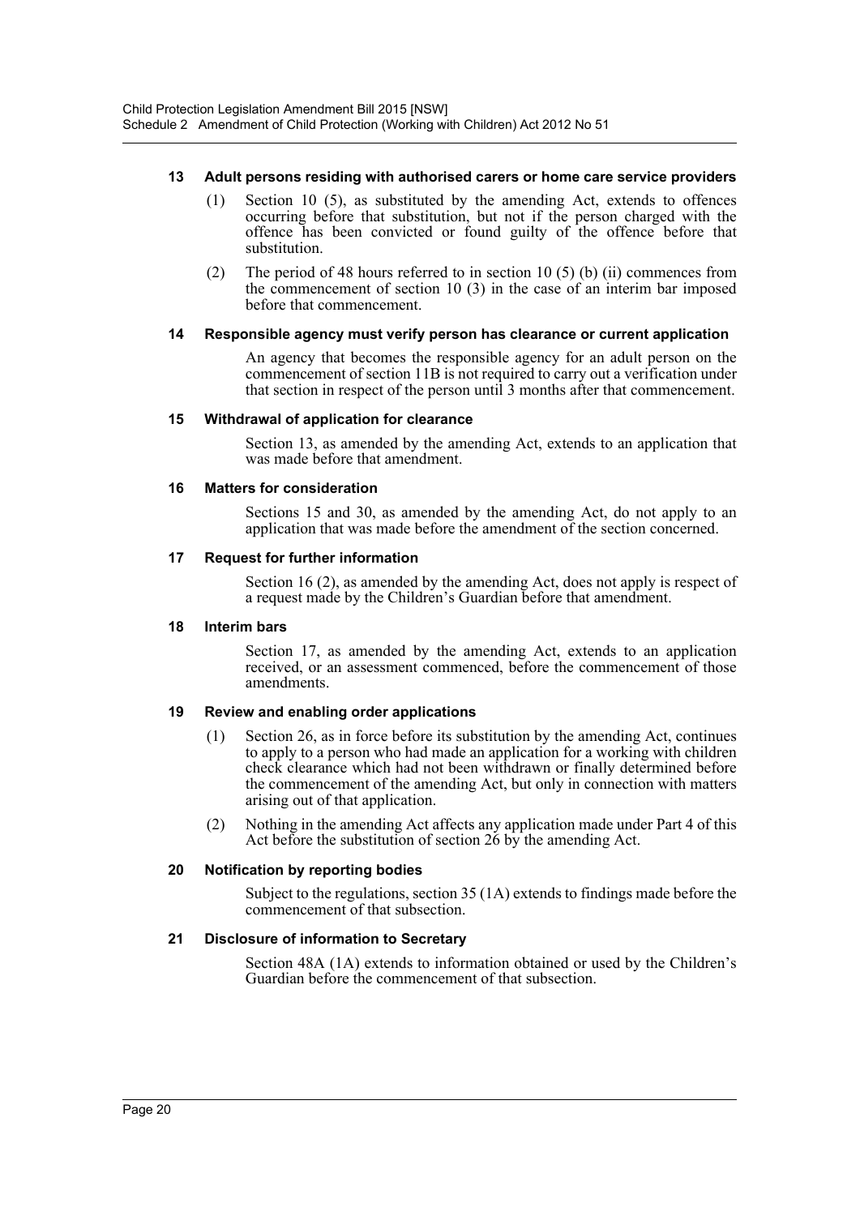#### 13 Adult persons residing with authorised carers or home care service providers

(1) Section 10 (5), as substituted by the amending Act, extends to offences occurring before that substitution, but not if the person charged with the offence has been convicted or found guilty of the offence before that substitution.

(2) The period of 48 hours referred to in section 10 (5) (b) (ii) commences from the commencement of section 10 (3) in the case of an interim bar imposed before that commencement.

#### 14 Responsible agency must verify person has clearance or current application

An agency that becomes the responsible agency for an adult person on the commencement of section 11B is not required to carry out a verification under that section in respect of the person until 3 months after that commencement.

#### 15 Withdrawal of application for clearance

Section 13, as amended by the amending Act, extends to an application that was made before that amendment.

#### 16 Matters for consideration

Sections 15 and 30, as amended by the amending Act, do not apply to an application that was made before the amendment of the section concerned.

#### 17 Request for further information

Section 16 (2), as amended by the amending Act, does not apply is respect of a request made by the Children's Guardian before that amendment.

#### 18 Interim bars

Section 17, as amended by the amending Act, extends to an application received, or an assessment commenced, before the commencement of those amendments.

#### 19 Review and enabling order applications

(1) Section 26, as in force before its substitution by the amending Act, continues to apply to a person who had made an application for a working with children check clearance which had not been withdrawn or finally determined before the commencement of the amending Act, but only in connection with matters arising out of that application.

(2) Nothing in the amending Act affects any application made under Part 4 of this Act before the substitution of section 26 by the amending Act.

#### 20 Notification by reporting bodies

Subject to the regulations, section 35 (1A) extends to findings made before the commencement of that subsection.

#### 21 Disclosure of information to Secretary

Section 48A (1A) extends to information obtained or used by the Children's Guardian before the commencement of that subsection.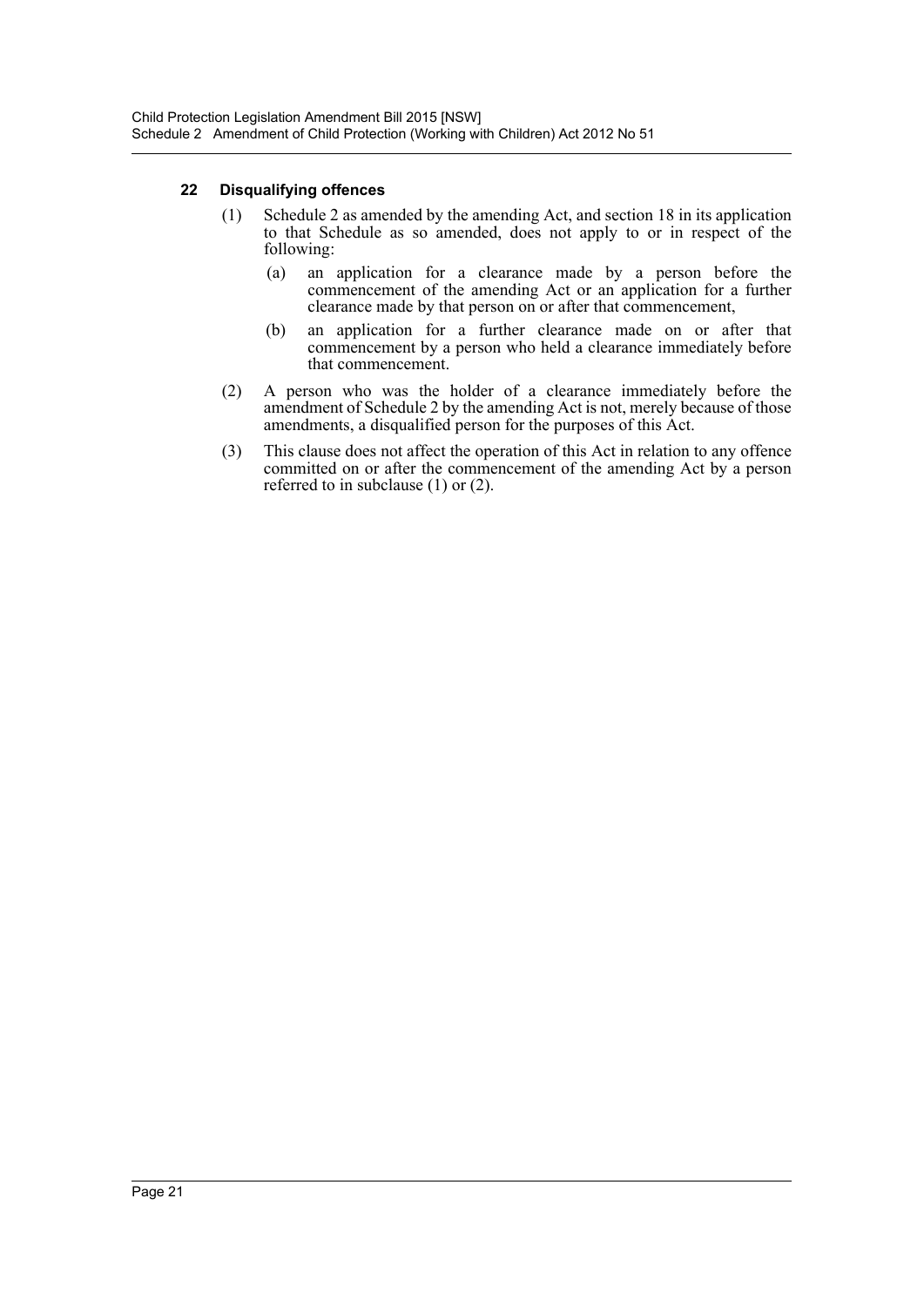#### 22 Disqualifying offences

(1) Schedule 2 as amended by the amending Act, and section 18 in its application to that Schedule as so amended, does not apply to or in respect of the following:

(a) an application for a clearance made by a person before the commencement of the amending Act or an application for a further clearance made by that person on or after that commencement,

(b) an application for a further clearance made on or after that commencement by a person who held a clearance immediately before that commencement.

(2) A person who was the holder of a clearance immediately before the amendment of Schedule 2 by the amending Act is not, merely because of those amendments, a disqualified person for the purposes of this Act.

(3) This clause does not affect the operation of this Act in relation to any offence committed on or after the commencement of the amending Act by a person referred to in subclause (1) or (2).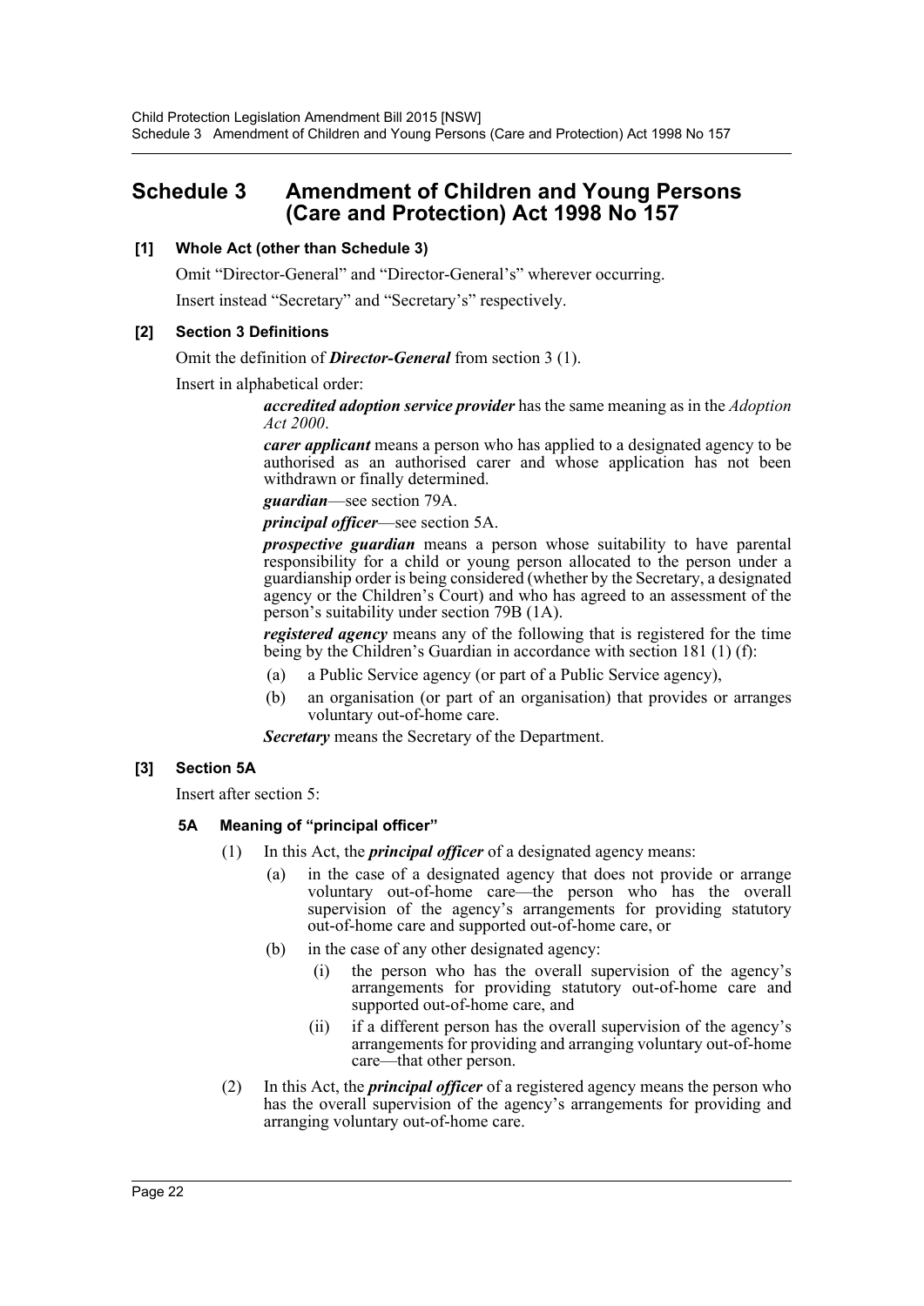# Schedule 3 Amendment of Children and Young Persons (Care and Protection) Act 1998 No 157

### [1] Whole Act (other than Schedule 3)

Omit "Director-General" and "Director-General's" wherever occurring.

Insert instead "Secretary" and "Secretary's" respectively.

### [2] Section 3 Definitions

Omit the definition of ***Director-General*** from section 3 (1).

Insert in alphabetical order:

> ***accredited adoption service provider*** has the same meaning as in the *Adoption Act 2000*.
>
> ***carer applicant*** means a person who has applied to a designated agency to be authorised as an authorised carer and whose application has not been withdrawn or finally determined.
>
> ***guardian***—see section 79A.
>
> ***principal officer***—see section 5A.
>
> ***prospective guardian*** means a person whose suitability to have parental responsibility for a child or young person allocated to the person under a guardianship order is being considered (whether by the Secretary, a designated agency or the Children's Court) and who has agreed to an assessment of the person's suitability under section 79B (1A).
>
> ***registered agency*** means any of the following that is registered for the time being by the Children's Guardian in accordance with section 181 (1) (f):
>
> (a) a Public Service agency (or part of a Public Service agency),
>
> (b) an organisation (or part of an organisation) that provides or arranges voluntary out-of-home care.
>
> ***Secretary*** means the Secretary of the Department.

### [3] Section 5A

Insert after section 5:

#### 5A Meaning of "principal officer"

(1) In this Act, the ***principal officer*** of a designated agency means:

(a) in the case of a designated agency that does not provide or arrange voluntary out-of-home care—the person who has the overall supervision of the agency's arrangements for providing statutory out-of-home care and supported out-of-home care, or

(b) in the case of any other designated agency:

(i) the person who has the overall supervision of the agency's arrangements for providing statutory out-of-home care and supported out-of-home care, and

(ii) if a different person has the overall supervision of the agency's arrangements for providing and arranging voluntary out-of-home care—that other person.

(2) In this Act, the ***principal officer*** of a registered agency means the person who has the overall supervision of the agency's arrangements for providing and arranging voluntary out-of-home care.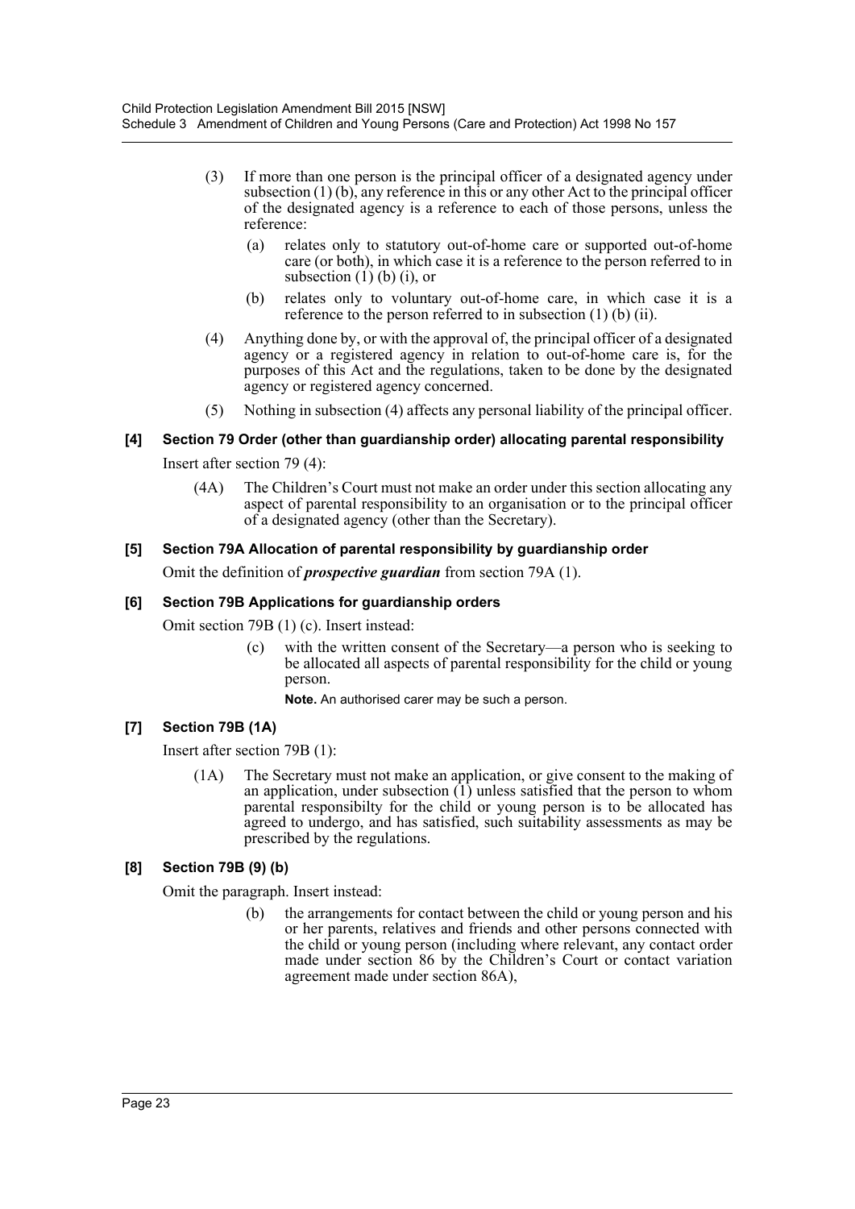(3) If more than one person is the principal officer of a designated agency under subsection (1) (b), any reference in this or any other Act to the principal officer of the designated agency is a reference to each of those persons, unless the reference:

(a) relates only to statutory out-of-home care or supported out-of-home care (or both), in which case it is a reference to the person referred to in subsection (1) (b) (i), or

(b) relates only to voluntary out-of-home care, in which case it is a reference to the person referred to in subsection (1) (b) (ii).

(4) Anything done by, or with the approval of, the principal officer of a designated agency or a registered agency in relation to out-of-home care is, for the purposes of this Act and the regulations, taken to be done by the designated agency or registered agency concerned.

(5) Nothing in subsection (4) affects any personal liability of the principal officer.

**[4] Section 79 Order (other than guardianship order) allocating parental responsibility**

Insert after section 79 (4):

(4A) The Children's Court must not make an order under this section allocating any aspect of parental responsibility to an organisation or to the principal officer of a designated agency (other than the Secretary).

**[5] Section 79A Allocation of parental responsibility by guardianship order**

Omit the definition of ***prospective guardian*** from section 79A (1).

**[6] Section 79B Applications for guardianship orders**

Omit section 79B (1) (c). Insert instead:

(c) with the written consent of the Secretary—a person who is seeking to be allocated all aspects of parental responsibility for the child or young person.

**Note.** An authorised carer may be such a person.

**[7] Section 79B (1A)**

Insert after section 79B (1):

(1A) The Secretary must not make an application, or give consent to the making of an application, under subsection (1) unless satisfied that the person to whom parental responsibilty for the child or young person is to be allocated has agreed to undergo, and has satisfied, such suitability assessments as may be prescribed by the regulations.

**[8] Section 79B (9) (b)**

Omit the paragraph. Insert instead:

(b) the arrangements for contact between the child or young person and his or her parents, relatives and friends and other persons connected with the child or young person (including where relevant, any contact order made under section 86 by the Children's Court or contact variation agreement made under section 86A),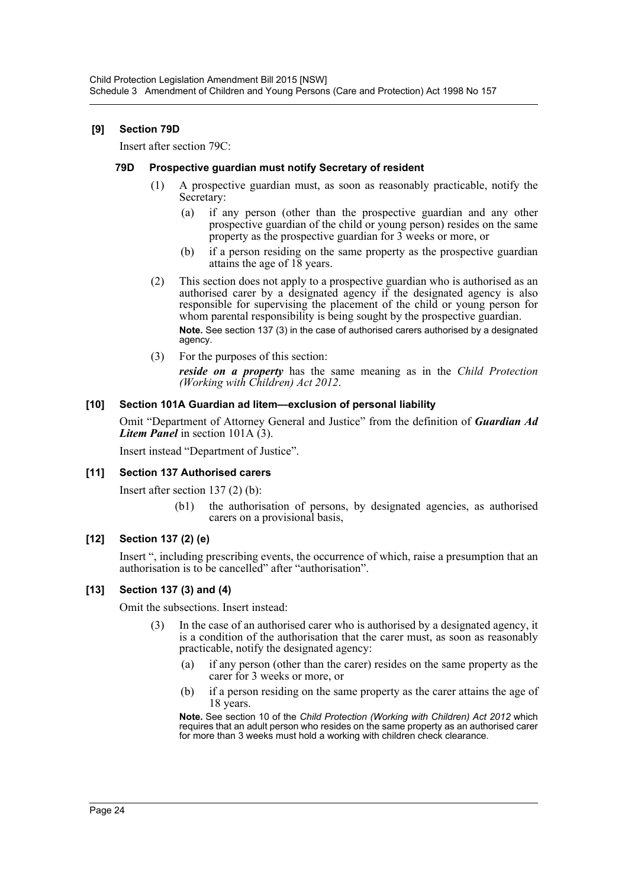### [9] Section 79D

Insert after section 79C:

#### 79D Prospective guardian must notify Secretary of resident

(1) A prospective guardian must, as soon as reasonably practicable, notify the Secretary:

- (a) if any person (other than the prospective guardian and any other prospective guardian of the child or young person) resides on the same property as the prospective guardian for 3 weeks or more, or
- (b) if a person residing on the same property as the prospective guardian attains the age of 18 years.

(2) This section does not apply to a prospective guardian who is authorised as an authorised carer by a designated agency if the designated agency is also responsible for supervising the placement of the child or young person for whom parental responsibility is being sought by the prospective guardian.

**Note.** See section 137 (3) in the case of authorised carers authorised by a designated agency.

(3) For the purposes of this section:

***reside on a property*** has the same meaning as in the *Child Protection (Working with Children) Act 2012*.

### [10] Section 101A Guardian ad litem—exclusion of personal liability

Omit "Department of Attorney General and Justice" from the definition of ***Guardian Ad Litem Panel*** in section 101A (3).

Insert instead "Department of Justice".

### [11] Section 137 Authorised carers

Insert after section 137 (2) (b):

- (b1) the authorisation of persons, by designated agencies, as authorised carers on a provisional basis,

### [12] Section 137 (2) (e)

Insert ", including prescribing events, the occurrence of which, raise a presumption that an authorisation is to be cancelled" after "authorisation".

### [13] Section 137 (3) and (4)

Omit the subsections. Insert instead:

(3) In the case of an authorised carer who is authorised by a designated agency, it is a condition of the authorisation that the carer must, as soon as reasonably practicable, notify the designated agency:

- (a) if any person (other than the carer) resides on the same property as the carer for 3 weeks or more, or
- (b) if a person residing on the same property as the carer attains the age of 18 years.

**Note.** See section 10 of the *Child Protection (Working with Children) Act 2012* which requires that an adult person who resides on the same property as an authorised carer for more than 3 weeks must hold a working with children check clearance.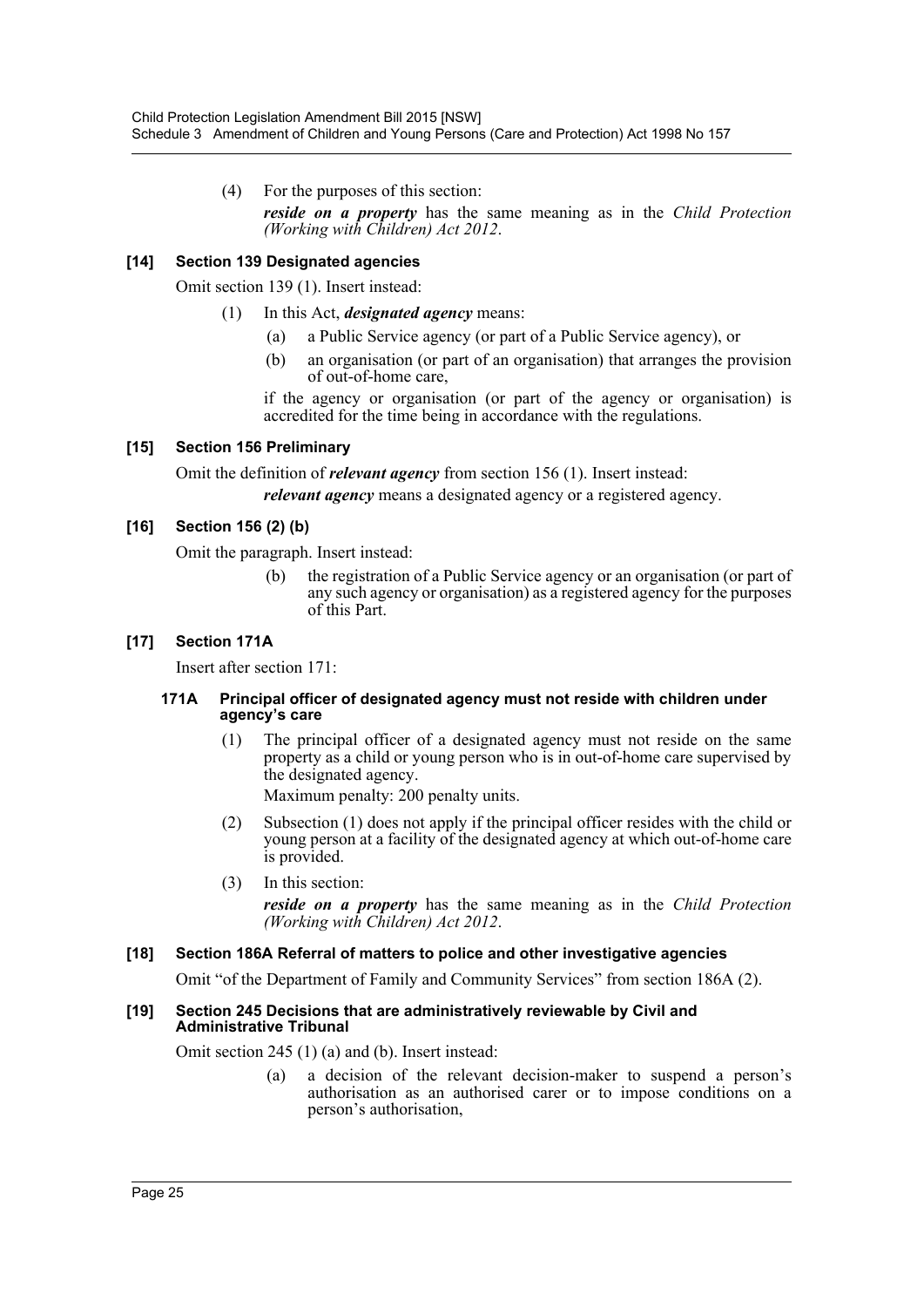(4) For the purposes of this section:

***reside on a property*** has the same meaning as in the *Child Protection (Working with Children) Act 2012*.

### [14] Section 139 Designated agencies

Omit section 139 (1). Insert instead:

(1) In this Act, ***designated agency*** means:

(a) a Public Service agency (or part of a Public Service agency), or

(b) an organisation (or part of an organisation) that arranges the provision of out-of-home care,

if the agency or organisation (or part of the agency or organisation) is accredited for the time being in accordance with the regulations.

### [15] Section 156 Preliminary

Omit the definition of ***relevant agency*** from section 156 (1). Insert instead:

***relevant agency*** means a designated agency or a registered agency.

### [16] Section 156 (2) (b)

Omit the paragraph. Insert instead:

(b) the registration of a Public Service agency or an organisation (or part of any such agency or organisation) as a registered agency for the purposes of this Part.

### [17] Section 171A

Insert after section 171:

#### 171A Principal officer of designated agency must not reside with children under agency's care

(1) The principal officer of a designated agency must not reside on the same property as a child or young person who is in out-of-home care supervised by the designated agency.

Maximum penalty: 200 penalty units.

(2) Subsection (1) does not apply if the principal officer resides with the child or young person at a facility of the designated agency at which out-of-home care is provided.

(3) In this section:

***reside on a property*** has the same meaning as in the *Child Protection (Working with Children) Act 2012*.

### [18] Section 186A Referral of matters to police and other investigative agencies

Omit "of the Department of Family and Community Services" from section 186A (2).

### [19] Section 245 Decisions that are administratively reviewable by Civil and Administrative Tribunal

Omit section 245 (1) (a) and (b). Insert instead:

(a) a decision of the relevant decision-maker to suspend a person's authorisation as an authorised carer or to impose conditions on a person's authorisation,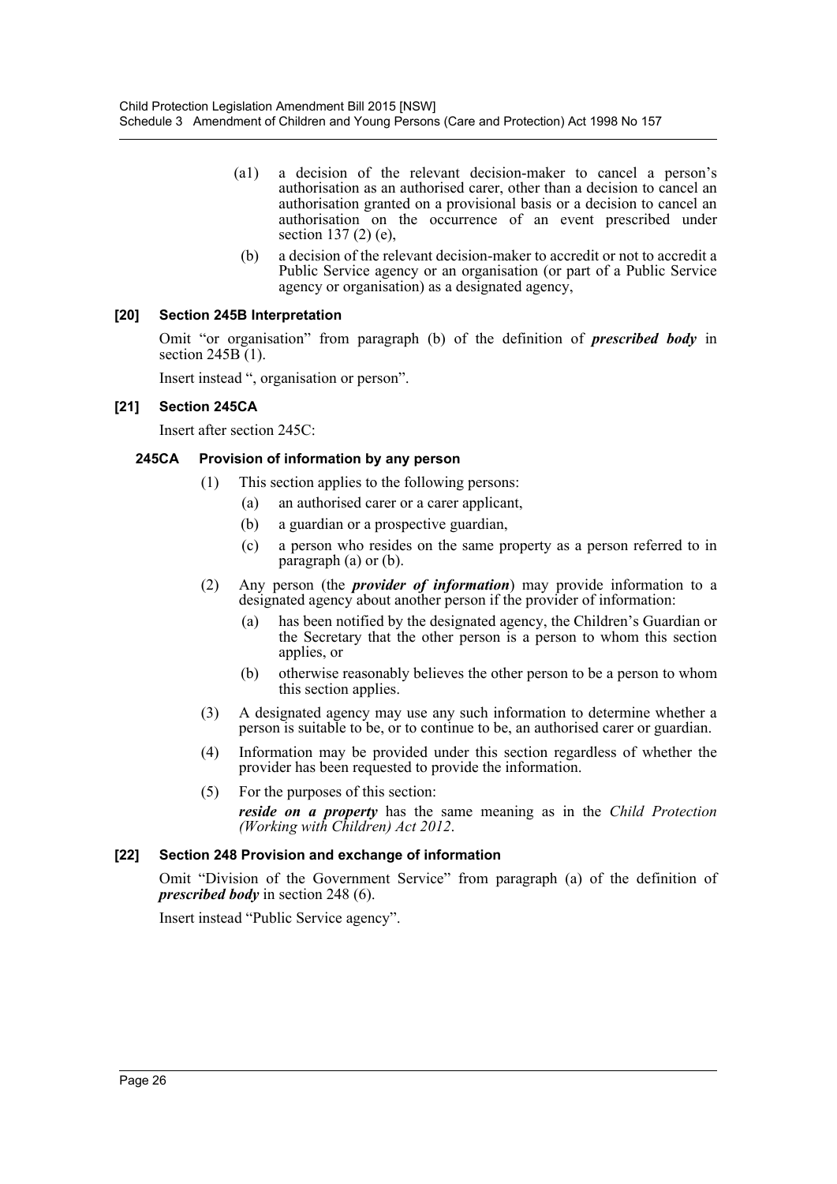(a1) a decision of the relevant decision-maker to cancel a person's authorisation as an authorised carer, other than a decision to cancel an authorisation granted on a provisional basis or a decision to cancel an authorisation on the occurrence of an event prescribed under section 137 (2) (e),

(b) a decision of the relevant decision-maker to accredit or not to accredit a Public Service agency or an organisation (or part of a Public Service agency or organisation) as a designated agency,

#### [20] Section 245B Interpretation

Omit "or organisation" from paragraph (b) of the definition of ***prescribed body*** in section 245B (1).

Insert instead ", organisation or person".

#### [21] Section 245CA

Insert after section 245C:

#### 245CA Provision of information by any person

(1) This section applies to the following persons:

(a) an authorised carer or a carer applicant,

(b) a guardian or a prospective guardian,

(c) a person who resides on the same property as a person referred to in paragraph (a) or (b).

(2) Any person (the ***provider of information***) may provide information to a designated agency about another person if the provider of information:

(a) has been notified by the designated agency, the Children's Guardian or the Secretary that the other person is a person to whom this section applies, or

(b) otherwise reasonably believes the other person to be a person to whom this section applies.

(3) A designated agency may use any such information to determine whether a person is suitable to be, or to continue to be, an authorised carer or guardian.

(4) Information may be provided under this section regardless of whether the provider has been requested to provide the information.

(5) For the purposes of this section:

***reside on a property*** has the same meaning as in the *Child Protection (Working with Children) Act 2012*.

#### [22] Section 248 Provision and exchange of information

Omit "Division of the Government Service" from paragraph (a) of the definition of ***prescribed body*** in section 248 (6).

Insert instead "Public Service agency".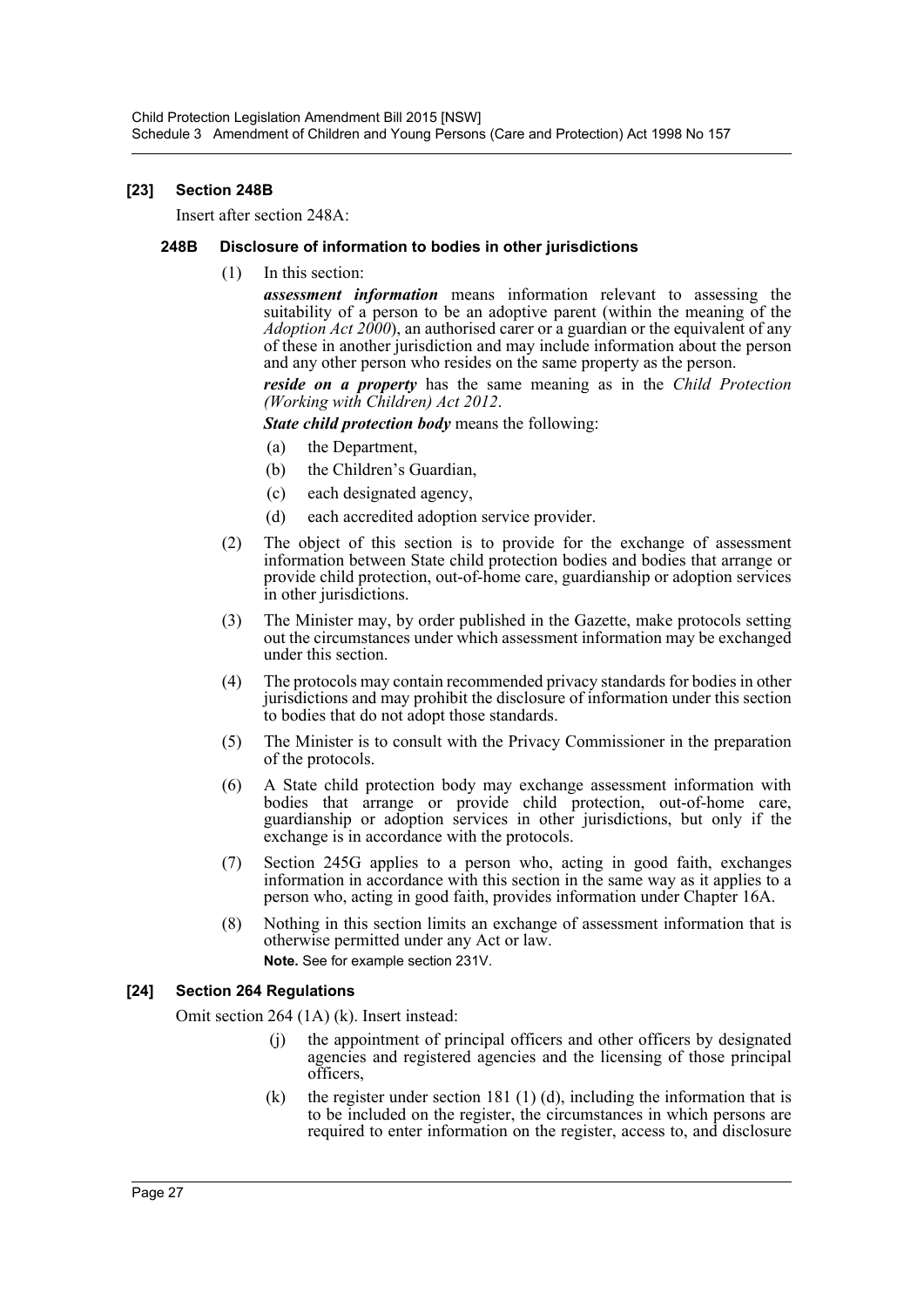### [23] Section 248B

Insert after section 248A:

#### 248B Disclosure of information to bodies in other jurisdictions

(1) In this section:

***assessment information*** means information relevant to assessing the suitability of a person to be an adoptive parent (within the meaning of the *Adoption Act 2000*), an authorised carer or a guardian or the equivalent of any of these in another jurisdiction and may include information about the person and any other person who resides on the same property as the person.

***reside on a property*** has the same meaning as in the *Child Protection (Working with Children) Act 2012*.

***State child protection body*** means the following:

- (a) the Department,
- (b) the Children's Guardian,
- (c) each designated agency,
- (d) each accredited adoption service provider.

(2) The object of this section is to provide for the exchange of assessment information between State child protection bodies and bodies that arrange or provide child protection, out-of-home care, guardianship or adoption services in other jurisdictions.

(3) The Minister may, by order published in the Gazette, make protocols setting out the circumstances under which assessment information may be exchanged under this section.

(4) The protocols may contain recommended privacy standards for bodies in other jurisdictions and may prohibit the disclosure of information under this section to bodies that do not adopt those standards.

(5) The Minister is to consult with the Privacy Commissioner in the preparation of the protocols.

(6) A State child protection body may exchange assessment information with bodies that arrange or provide child protection, out-of-home care, guardianship or adoption services in other jurisdictions, but only if the exchange is in accordance with the protocols.

(7) Section 245G applies to a person who, acting in good faith, exchanges information in accordance with this section in the same way as it applies to a person who, acting in good faith, provides information under Chapter 16A.

(8) Nothing in this section limits an exchange of assessment information that is otherwise permitted under any Act or law.

**Note.** See for example section 231V.

### [24] Section 264 Regulations

Omit section 264 (1A) (k). Insert instead:

- (j) the appointment of principal officers and other officers by designated agencies and registered agencies and the licensing of those principal officers,
- (k) the register under section 181 (1) (d), including the information that is to be included on the register, the circumstances in which persons are required to enter information on the register, access to, and disclosure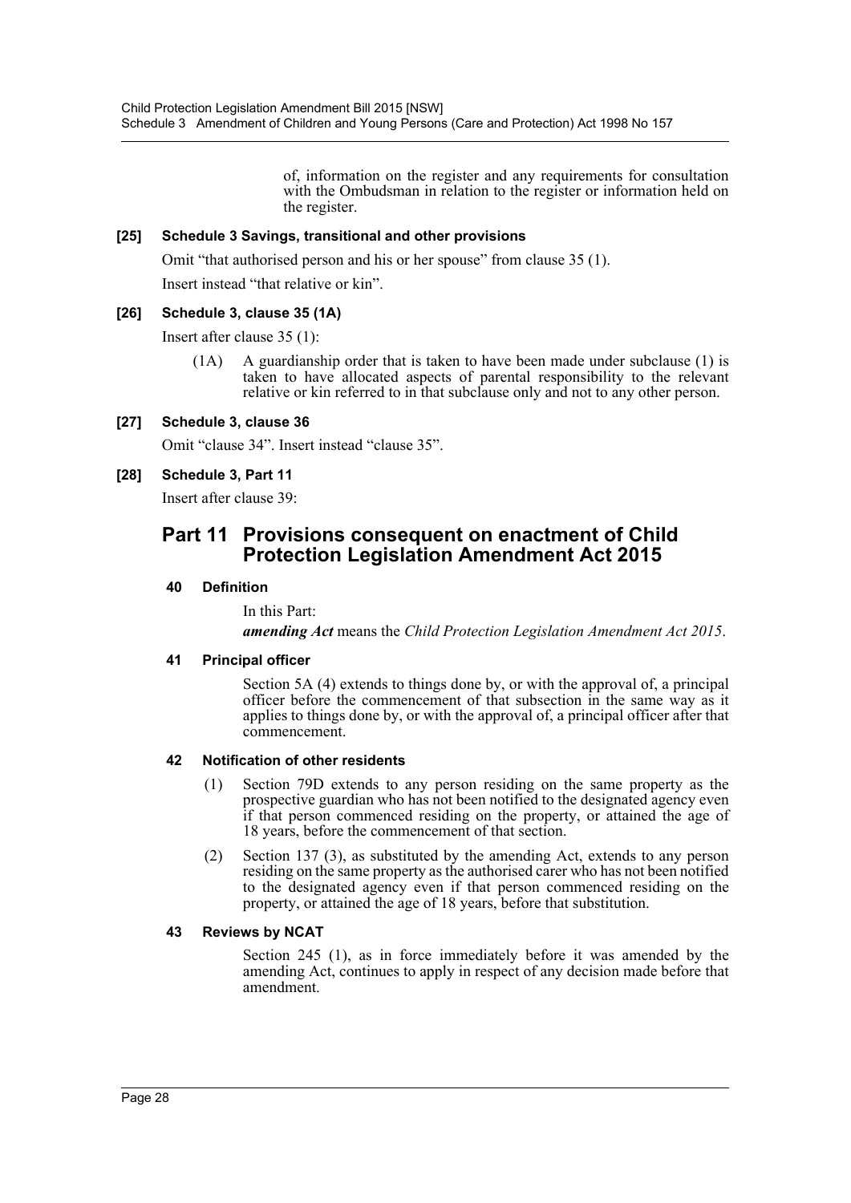of, information on the register and any requirements for consultation with the Ombudsman in relation to the register or information held on the register.

**[25] Schedule 3 Savings, transitional and other provisions**

Omit "that authorised person and his or her spouse" from clause 35 (1).

Insert instead "that relative or kin".

**[26] Schedule 3, clause 35 (1A)**

Insert after clause 35 (1):

(1A) A guardianship order that is taken to have been made under subclause (1) is taken to have allocated aspects of parental responsibility to the relevant relative or kin referred to in that subclause only and not to any other person.

**[27] Schedule 3, clause 36**

Omit "clause 34". Insert instead "clause 35".

**[28] Schedule 3, Part 11**

Insert after clause 39:

## Part 11 Provisions consequent on enactment of Child Protection Legislation Amendment Act 2015

### 40 Definition

In this Part:

***amending Act*** means the *Child Protection Legislation Amendment Act 2015*.

### 41 Principal officer

Section 5A (4) extends to things done by, or with the approval of, a principal officer before the commencement of that subsection in the same way as it applies to things done by, or with the approval of, a principal officer after that commencement.

### 42 Notification of other residents

(1) Section 79D extends to any person residing on the same property as the prospective guardian who has not been notified to the designated agency even if that person commenced residing on the property, or attained the age of 18 years, before the commencement of that section.

(2) Section 137 (3), as substituted by the amending Act, extends to any person residing on the same property as the authorised carer who has not been notified to the designated agency even if that person commenced residing on the property, or attained the age of 18 years, before that substitution.

### 43 Reviews by NCAT

Section 245 (1), as in force immediately before it was amended by the amending Act, continues to apply in respect of any decision made before that amendment.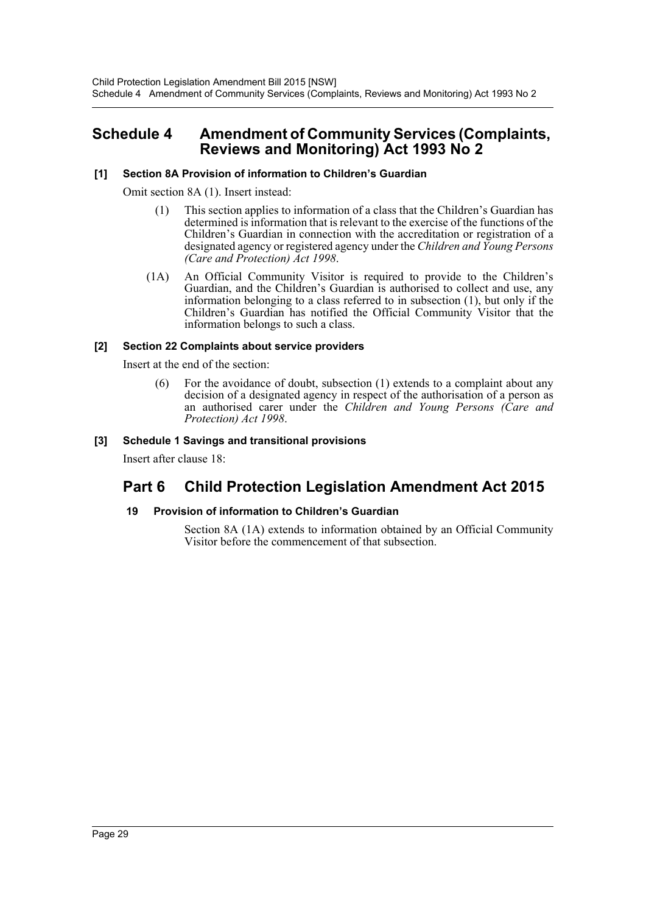## Schedule 4 Amendment of Community Services (Complaints, Reviews and Monitoring) Act 1993 No 2

### [1] Section 8A Provision of information to Children's Guardian

Omit section 8A (1). Insert instead:

(1) This section applies to information of a class that the Children's Guardian has determined is information that is relevant to the exercise of the functions of the Children's Guardian in connection with the accreditation or registration of a designated agency or registered agency under the *Children and Young Persons (Care and Protection) Act 1998*.

(1A) An Official Community Visitor is required to provide to the Children's Guardian, and the Children's Guardian is authorised to collect and use, any information belonging to a class referred to in subsection (1), but only if the Children's Guardian has notified the Official Community Visitor that the information belongs to such a class.

### [2] Section 22 Complaints about service providers

Insert at the end of the section:

(6) For the avoidance of doubt, subsection (1) extends to a complaint about any decision of a designated agency in respect of the authorisation of a person as an authorised carer under the *Children and Young Persons (Care and Protection) Act 1998*.

### [3] Schedule 1 Savings and transitional provisions

Insert after clause 18:

## Part 6 Child Protection Legislation Amendment Act 2015

### 19 Provision of information to Children's Guardian

Section 8A (1A) extends to information obtained by an Official Community Visitor before the commencement of that subsection.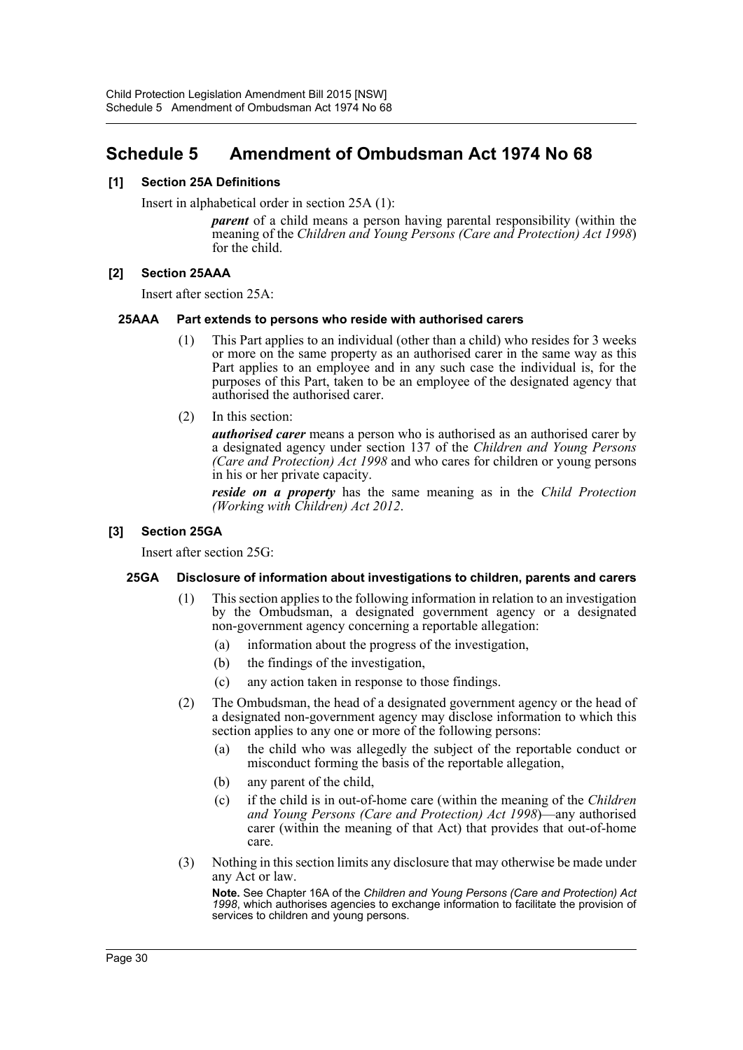# Schedule 5 Amendment of Ombudsman Act 1974 No 68

### [1] Section 25A Definitions

Insert in alphabetical order in section 25A (1):

> ***parent*** of a child means a person having parental responsibility (within the meaning of the *Children and Young Persons (Care and Protection) Act 1998*) for the child.

### [2] Section 25AAA

Insert after section 25A:

#### 25AAA Part extends to persons who reside with authorised carers

(1) This Part applies to an individual (other than a child) who resides for 3 weeks or more on the same property as an authorised carer in the same way as this Part applies to an employee and in any such case the individual is, for the purposes of this Part, taken to be an employee of the designated agency that authorised the authorised carer.

(2) In this section:

***authorised carer*** means a person who is authorised as an authorised carer by a designated agency under section 137 of the *Children and Young Persons (Care and Protection) Act 1998* and who cares for children or young persons in his or her private capacity.

***reside on a property*** has the same meaning as in the *Child Protection (Working with Children) Act 2012*.

### [3] Section 25GA

Insert after section 25G:

#### 25GA Disclosure of information about investigations to children, parents and carers

(1) This section applies to the following information in relation to an investigation by the Ombudsman, a designated government agency or a designated non-government agency concerning a reportable allegation:

- (a) information about the progress of the investigation,
- (b) the findings of the investigation,
- (c) any action taken in response to those findings.

(2) The Ombudsman, the head of a designated government agency or the head of a designated non-government agency may disclose information to which this section applies to any one or more of the following persons:

- (a) the child who was allegedly the subject of the reportable conduct or misconduct forming the basis of the reportable allegation,
- (b) any parent of the child,
- (c) if the child is in out-of-home care (within the meaning of the *Children and Young Persons (Care and Protection) Act 1998*)—any authorised carer (within the meaning of that Act) that provides that out-of-home care.

(3) Nothing in this section limits any disclosure that may otherwise be made under any Act or law.

**Note.** See Chapter 16A of the *Children and Young Persons (Care and Protection) Act 1998*, which authorises agencies to exchange information to facilitate the provision of services to children and young persons.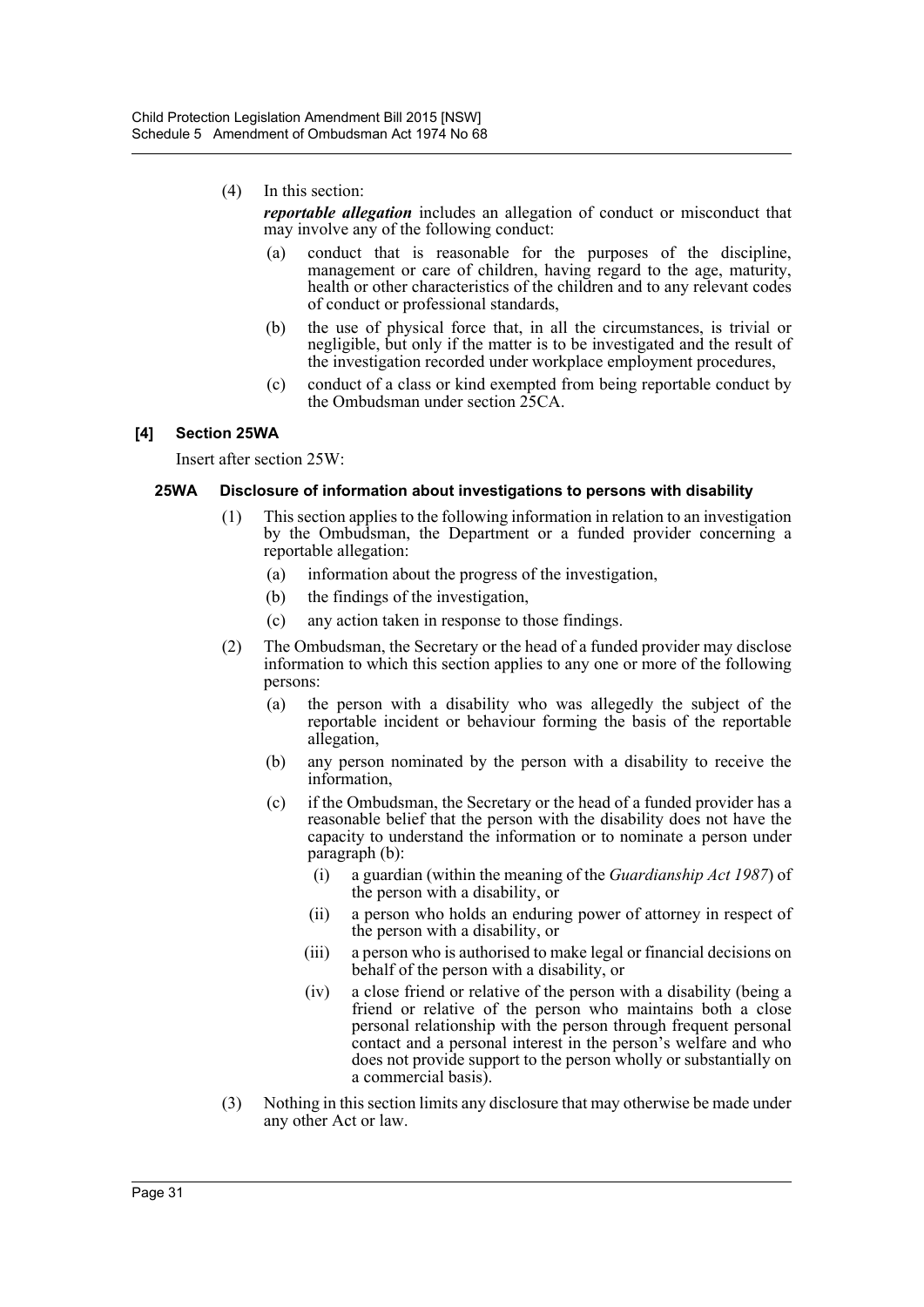(4) In this section:

***reportable allegation*** includes an allegation of conduct or misconduct that may involve any of the following conduct:

- (a) conduct that is reasonable for the purposes of the discipline, management or care of children, having regard to the age, maturity, health or other characteristics of the children and to any relevant codes of conduct or professional standards,
- (b) the use of physical force that, in all the circumstances, is trivial or negligible, but only if the matter is to be investigated and the result of the investigation recorded under workplace employment procedures,
- (c) conduct of a class or kind exempted from being reportable conduct by the Ombudsman under section 25CA.

### [4] Section 25WA

Insert after section 25W:

#### 25WA Disclosure of information about investigations to persons with disability

(1) This section applies to the following information in relation to an investigation by the Ombudsman, the Department or a funded provider concerning a reportable allegation:

- (a) information about the progress of the investigation,
- (b) the findings of the investigation,
- (c) any action taken in response to those findings.

(2) The Ombudsman, the Secretary or the head of a funded provider may disclose information to which this section applies to any one or more of the following persons:

- (a) the person with a disability who was allegedly the subject of the reportable incident or behaviour forming the basis of the reportable allegation,
- (b) any person nominated by the person with a disability to receive the information,
- (c) if the Ombudsman, the Secretary or the head of a funded provider has a reasonable belief that the person with the disability does not have the capacity to understand the information or to nominate a person under paragraph (b):
  - (i) a guardian (within the meaning of the *Guardianship Act 1987*) of the person with a disability, or
  - (ii) a person who holds an enduring power of attorney in respect of the person with a disability, or
  - (iii) a person who is authorised to make legal or financial decisions on behalf of the person with a disability, or
  - (iv) a close friend or relative of the person with a disability (being a friend or relative of the person who maintains both a close personal relationship with the person through frequent personal contact and a personal interest in the person's welfare and who does not provide support to the person wholly or substantially on a commercial basis).

(3) Nothing in this section limits any disclosure that may otherwise be made under any other Act or law.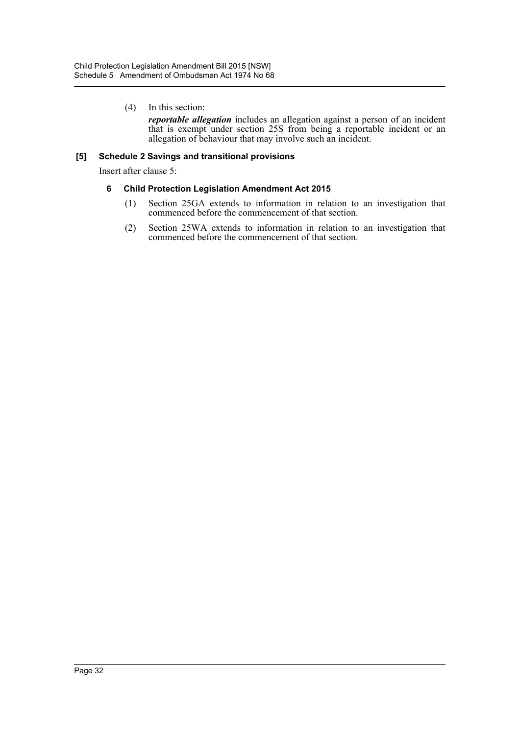(4) In this section:

***reportable allegation*** includes an allegation against a person of an incident that is exempt under section 25S from being a reportable incident or an allegation of behaviour that may involve such an incident.

**[5] Schedule 2 Savings and transitional provisions**

Insert after clause 5:

**6 Child Protection Legislation Amendment Act 2015**

(1) Section 25GA extends to information in relation to an investigation that commenced before the commencement of that section.

(2) Section 25WA extends to information in relation to an investigation that commenced before the commencement of that section.